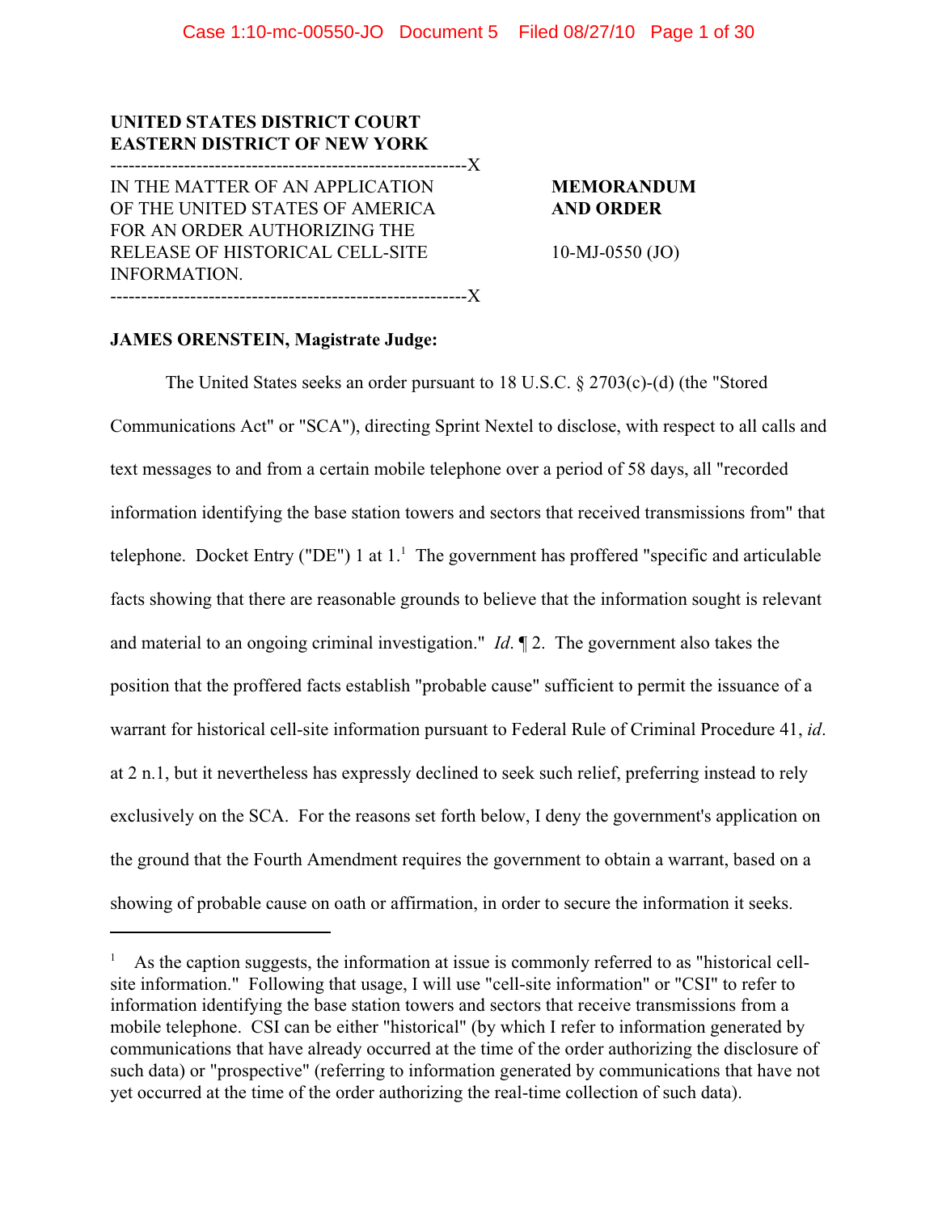**UNITED STATES DISTRICT COURT**
**EASTERN DISTRICT OF NEW YORK**

---------------------------------------------------------X

IN THE MATTER OF AN APPLICATION OF THE UNITED STATES OF AMERICA FOR AN ORDER AUTHORIZING THE RELEASE OF HISTORICAL CELL-SITE INFORMATION.

---------------------------------------------------------X

**MEMORANDUM AND ORDER**

10-MJ-0550 (JO)

**JAMES ORENSTEIN, Magistrate Judge:**

The United States seeks an order pursuant to 18 U.S.C. § 2703(c)-(d) (the "Stored Communications Act" or "SCA"), directing Sprint Nextel to disclose, with respect to all calls and text messages to and from a certain mobile telephone over a period of 58 days, all "recorded information identifying the base station towers and sectors that received transmissions from" that telephone. Docket Entry ("DE") 1 at 1.[1] The government has proffered "specific and articulable facts showing that there are reasonable grounds to believe that the information sought is relevant and material to an ongoing criminal investigation." *Id*. ¶ 2. The government also takes the position that the proffered facts establish "probable cause" sufficient to permit the issuance of a warrant for historical cell-site information pursuant to Federal Rule of Criminal Procedure 41, *id*. at 2 n.1, but it nevertheless has expressly declined to seek such relief, preferring instead to rely exclusively on the SCA. For the reasons set forth below, I deny the government's application on the ground that the Fourth Amendment requires the government to obtain a warrant, based on a showing of probable cause on oath or affirmation, in order to secure the information it seeks.

---

[1] As the caption suggests, the information at issue is commonly referred to as "historical cell-site information." Following that usage, I will use "cell-site information" or "CSI" to refer to information identifying the base station towers and sectors that receive transmissions from a mobile telephone. CSI can be either "historical" (by which I refer to information generated by communications that have already occurred at the time of the order authorizing the disclosure of such data) or "prospective" (referring to information generated by communications that have not yet occurred at the time of the order authorizing the real-time collection of such data).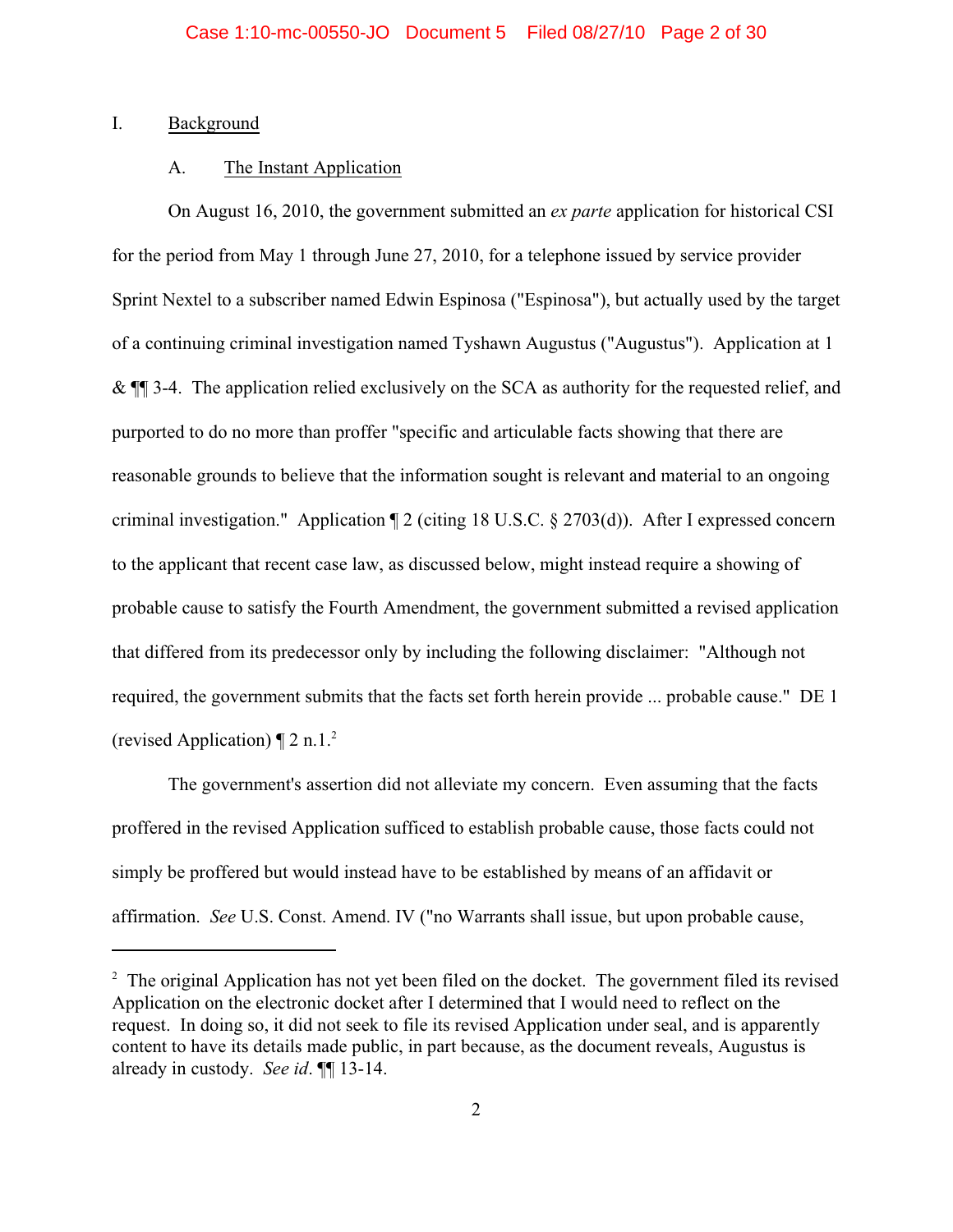## I. Background

### A. The Instant Application

On August 16, 2010, the government submitted an *ex parte* application for historical CSI for the period from May 1 through June 27, 2010, for a telephone issued by service provider Sprint Nextel to a subscriber named Edwin Espinosa ("Espinosa"), but actually used by the target of a continuing criminal investigation named Tyshawn Augustus ("Augustus"). Application at 1 & ¶¶ 3-4. The application relied exclusively on the SCA as authority for the requested relief, and purported to do no more than proffer "specific and articulable facts showing that there are reasonable grounds to believe that the information sought is relevant and material to an ongoing criminal investigation." Application ¶ 2 (citing 18 U.S.C. § 2703(d)). After I expressed concern to the applicant that recent case law, as discussed below, might instead require a showing of probable cause to satisfy the Fourth Amendment, the government submitted a revised application that differed from its predecessor only by including the following disclaimer: "Although not required, the government submits that the facts set forth herein provide ... probable cause." DE 1 (revised Application) ¶ 2 n.1.[2]

The government's assertion did not alleviate my concern. Even assuming that the facts proffered in the revised Application sufficed to establish probable cause, those facts could not simply be proffered but would instead have to be established by means of an affidavit or affirmation. *See* U.S. Const. Amend. IV ("no Warrants shall issue, but upon probable cause,

---

[2] The original Application has not yet been filed on the docket. The government filed its revised Application on the electronic docket after I determined that I would need to reflect on the request. In doing so, it did not seek to file its revised Application under seal, and is apparently content to have its details made public, in part because, as the document reveals, Augustus is already in custody. *See id*. ¶¶ 13-14.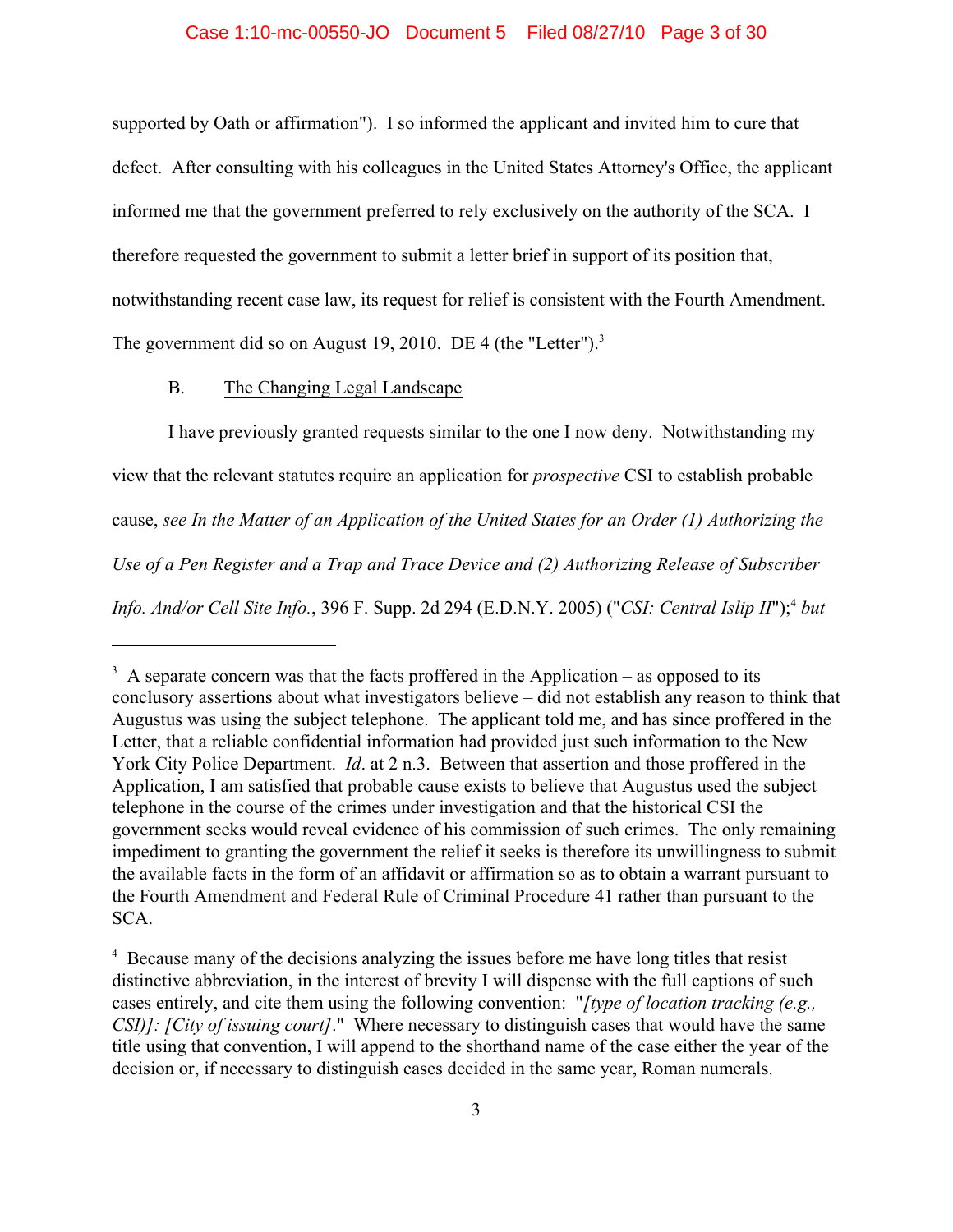supported by Oath or affirmation"). I so informed the applicant and invited him to cure that defect. After consulting with his colleagues in the United States Attorney's Office, the applicant informed me that the government preferred to rely exclusively on the authority of the SCA. I therefore requested the government to submit a letter brief in support of its position that, notwithstanding recent case law, its request for relief is consistent with the Fourth Amendment. The government did so on August 19, 2010. DE 4 (the "Letter").[3]

B. The Changing Legal Landscape

I have previously granted requests similar to the one I now deny. Notwithstanding my view that the relevant statutes require an application for *prospective* CSI to establish probable cause, *see In the Matter of an Application of the United States for an Order (1) Authorizing the Use of a Pen Register and a Trap and Trace Device and (2) Authorizing Release of Subscriber Info. And/or Cell Site Info.*, 396 F. Supp. 2d 294 (E.D.N.Y. 2005) ("*CSI: Central Islip II*");[4] *but*

---

[3] A separate concern was that the facts proffered in the Application – as opposed to its conclusory assertions about what investigators believe – did not establish any reason to think that Augustus was using the subject telephone. The applicant told me, and has since proffered in the Letter, that a reliable confidential information had provided just such information to the New York City Police Department. *Id*. at 2 n.3. Between that assertion and those proffered in the Application, I am satisfied that probable cause exists to believe that Augustus used the subject telephone in the course of the crimes under investigation and that the historical CSI the government seeks would reveal evidence of his commission of such crimes. The only remaining impediment to granting the government the relief it seeks is therefore its unwillingness to submit the available facts in the form of an affidavit or affirmation so as to obtain a warrant pursuant to the Fourth Amendment and Federal Rule of Criminal Procedure 41 rather than pursuant to the SCA.

[4] Because many of the decisions analyzing the issues before me have long titles that resist distinctive abbreviation, in the interest of brevity I will dispense with the full captions of such cases entirely, and cite them using the following convention: "*[type of location tracking (e.g., CSI)]: [City of issuing court]*." Where necessary to distinguish cases that would have the same title using that convention, I will append to the shorthand name of the case either the year of the decision or, if necessary to distinguish cases decided in the same year, Roman numerals.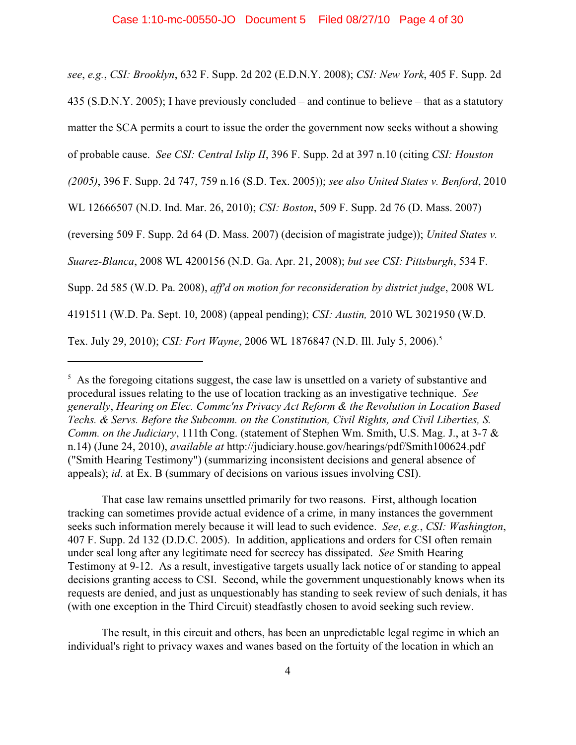*see*, *e.g.*, *CSI: Brooklyn*, 632 F. Supp. 2d 202 (E.D.N.Y. 2008); *CSI: New York*, 405 F. Supp. 2d 435 (S.D.N.Y. 2005); I have previously concluded – and continue to believe – that as a statutory matter the SCA permits a court to issue the order the government now seeks without a showing of probable cause. *See CSI: Central Islip II*, 396 F. Supp. 2d at 397 n.10 (citing *CSI: Houston (2005)*, 396 F. Supp. 2d 747, 759 n.16 (S.D. Tex. 2005)); *see also United States v. Benford*, 2010 WL 12666507 (N.D. Ind. Mar. 26, 2010); *CSI: Boston*, 509 F. Supp. 2d 76 (D. Mass. 2007) (reversing 509 F. Supp. 2d 64 (D. Mass. 2007) (decision of magistrate judge)); *United States v. Suarez-Blanca*, 2008 WL 4200156 (N.D. Ga. Apr. 21, 2008); *but see CSI: Pittsburgh*, 534 F. Supp. 2d 585 (W.D. Pa. 2008), *aff'd on motion for reconsideration by district judge*, 2008 WL 4191511 (W.D. Pa. Sept. 10, 2008) (appeal pending); *CSI: Austin,* 2010 WL 3021950 (W.D. Tex. July 29, 2010); *CSI: Fort Wayne*, 2006 WL 1876847 (N.D. Ill. July 5, 2006).[5]

---

[5] As the foregoing citations suggest, the case law is unsettled on a variety of substantive and procedural issues relating to the use of location tracking as an investigative technique. *See generally*, *Hearing on Elec. Commc'ns Privacy Act Reform & the Revolution in Location Based Techs. & Servs. Before the Subcomm. on the Constitution, Civil Rights, and Civil Liberties, S. Comm. on the Judiciary*, 111th Cong. (statement of Stephen Wm. Smith, U.S. Mag. J., at 3-7 & n.14) (June 24, 2010), *available at* http://judiciary.house.gov/hearings/pdf/Smith100624.pdf ("Smith Hearing Testimony") (summarizing inconsistent decisions and general absence of appeals); *id*. at Ex. B (summary of decisions on various issues involving CSI).

That case law remains unsettled primarily for two reasons. First, although location tracking can sometimes provide actual evidence of a crime, in many instances the government seeks such information merely because it will lead to such evidence. *See*, *e.g.*, *CSI: Washington*, 407 F. Supp. 2d 132 (D.D.C. 2005). In addition, applications and orders for CSI often remain under seal long after any legitimate need for secrecy has dissipated. *See* Smith Hearing Testimony at 9-12. As a result, investigative targets usually lack notice of or standing to appeal decisions granting access to CSI. Second, while the government unquestionably knows when its requests are denied, and just as unquestionably has standing to seek review of such denials, it has (with one exception in the Third Circuit) steadfastly chosen to avoid seeking such review.

The result, in this circuit and others, has been an unpredictable legal regime in which an individual's right to privacy waxes and wanes based on the fortuity of the location in which an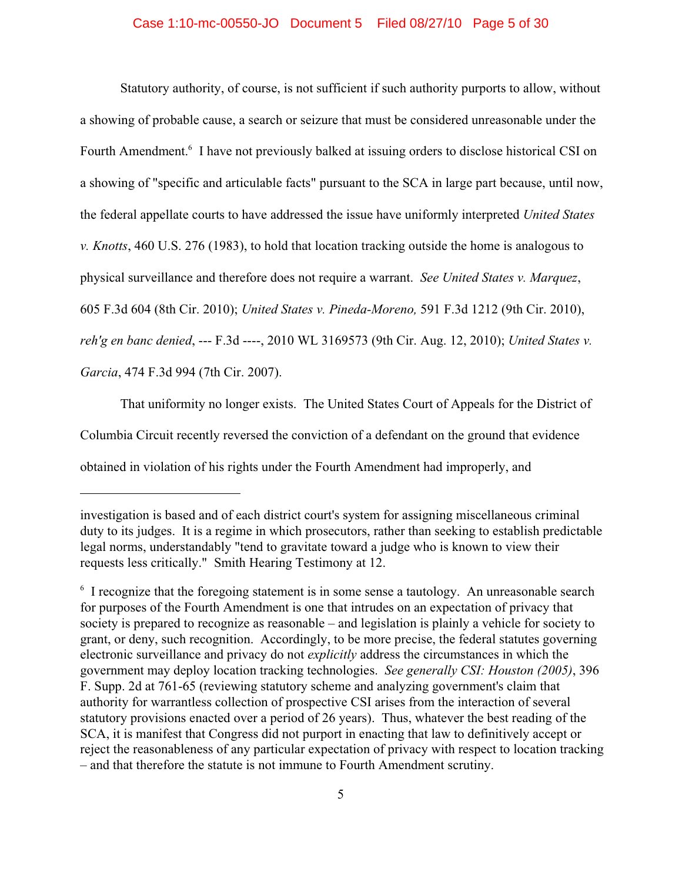Statutory authority, of course, is not sufficient if such authority purports to allow, without a showing of probable cause, a search or seizure that must be considered unreasonable under the Fourth Amendment.[6] I have not previously balked at issuing orders to disclose historical CSI on a showing of "specific and articulable facts" pursuant to the SCA in large part because, until now, the federal appellate courts to have addressed the issue have uniformly interpreted *United States v. Knotts*, 460 U.S. 276 (1983), to hold that location tracking outside the home is analogous to physical surveillance and therefore does not require a warrant. *See United States v. Marquez*, 605 F.3d 604 (8th Cir. 2010); *United States v. Pineda-Moreno,* 591 F.3d 1212 (9th Cir. 2010), *reh'g en banc denied*, --- F.3d ----, 2010 WL 3169573 (9th Cir. Aug. 12, 2010); *United States v. Garcia*, 474 F.3d 994 (7th Cir. 2007).

That uniformity no longer exists. The United States Court of Appeals for the District of Columbia Circuit recently reversed the conviction of a defendant on the ground that evidence obtained in violation of his rights under the Fourth Amendment had improperly, and

---

investigation is based and of each district court's system for assigning miscellaneous criminal duty to its judges. It is a regime in which prosecutors, rather than seeking to establish predictable legal norms, understandably "tend to gravitate toward a judge who is known to view their requests less critically." Smith Hearing Testimony at 12.

[6] I recognize that the foregoing statement is in some sense a tautology. An unreasonable search for purposes of the Fourth Amendment is one that intrudes on an expectation of privacy that society is prepared to recognize as reasonable – and legislation is plainly a vehicle for society to grant, or deny, such recognition. Accordingly, to be more precise, the federal statutes governing electronic surveillance and privacy do not *explicitly* address the circumstances in which the government may deploy location tracking technologies. *See generally CSI: Houston (2005)*, 396 F. Supp. 2d at 761-65 (reviewing statutory scheme and analyzing government's claim that authority for warrantless collection of prospective CSI arises from the interaction of several statutory provisions enacted over a period of 26 years). Thus, whatever the best reading of the SCA, it is manifest that Congress did not purport in enacting that law to definitively accept or reject the reasonableness of any particular expectation of privacy with respect to location tracking – and that therefore the statute is not immune to Fourth Amendment scrutiny.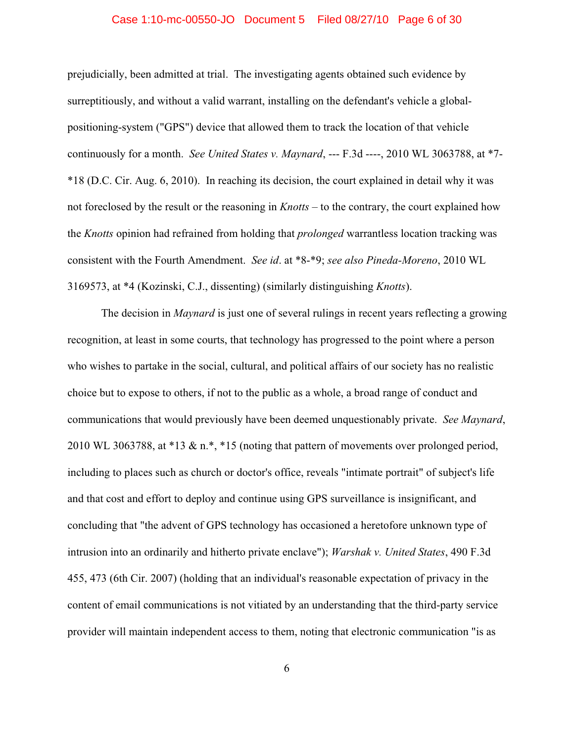prejudicially, been admitted at trial. The investigating agents obtained such evidence by surreptitiously, and without a valid warrant, installing on the defendant's vehicle a global-positioning-system ("GPS") device that allowed them to track the location of that vehicle continuously for a month. *See United States v. Maynard*, --- F.3d ----, 2010 WL 3063788, at *7-*18 (D.C. Cir. Aug. 6, 2010). In reaching its decision, the court explained in detail why it was not foreclosed by the result or the reasoning in *Knotts* – to the contrary, the court explained how the *Knotts* opinion had refrained from holding that *prolonged* warrantless location tracking was consistent with the Fourth Amendment. *See id*. at *8-*9; *see also Pineda-Moreno*, 2010 WL 3169573, at *4 (Kozinski, C.J., dissenting) (similarly distinguishing *Knotts*).

The decision in *Maynard* is just one of several rulings in recent years reflecting a growing recognition, at least in some courts, that technology has progressed to the point where a person who wishes to partake in the social, cultural, and political affairs of our society has no realistic choice but to expose to others, if not to the public as a whole, a broad range of conduct and communications that would previously have been deemed unquestionably private. *See Maynard*, 2010 WL 3063788, at *13 & n.*, *15 (noting that pattern of movements over prolonged period, including to places such as church or doctor's office, reveals "intimate portrait" of subject's life and that cost and effort to deploy and continue using GPS surveillance is insignificant, and concluding that "the advent of GPS technology has occasioned a heretofore unknown type of intrusion into an ordinarily and hitherto private enclave"); *Warshak v. United States*, 490 F.3d 455, 473 (6th Cir. 2007) (holding that an individual's reasonable expectation of privacy in the content of email communications is not vitiated by an understanding that the third-party service provider will maintain independent access to them, noting that electronic communication "is as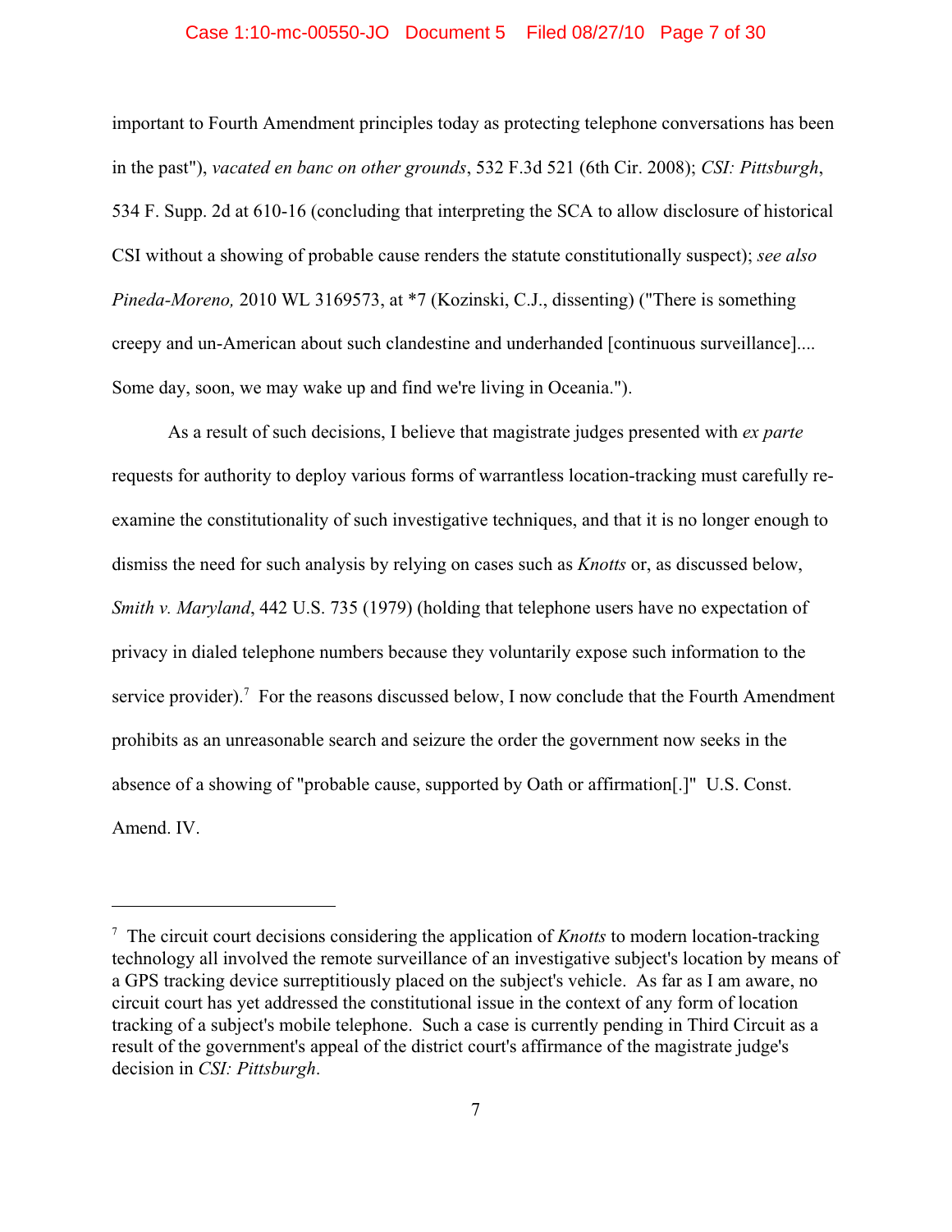important to Fourth Amendment principles today as protecting telephone conversations has been in the past"), *vacated en banc on other grounds*, 532 F.3d 521 (6th Cir. 2008); *CSI: Pittsburgh*, 534 F. Supp. 2d at 610-16 (concluding that interpreting the SCA to allow disclosure of historical CSI without a showing of probable cause renders the statute constitutionally suspect); *see also Pineda-Moreno,* 2010 WL 3169573, at *7 (Kozinski, C.J., dissenting) ("There is something creepy and un-American about such clandestine and underhanded [continuous surveillance].... Some day, soon, we may wake up and find we're living in Oceania.").

As a result of such decisions, I believe that magistrate judges presented with *ex parte* requests for authority to deploy various forms of warrantless location-tracking must carefully re-examine the constitutionality of such investigative techniques, and that it is no longer enough to dismiss the need for such analysis by relying on cases such as *Knotts* or, as discussed below, *Smith v. Maryland*, 442 U.S. 735 (1979) (holding that telephone users have no expectation of privacy in dialed telephone numbers because they voluntarily expose such information to the service provider).[7] For the reasons discussed below, I now conclude that the Fourth Amendment prohibits as an unreasonable search and seizure the order the government now seeks in the absence of a showing of "probable cause, supported by Oath or affirmation[.]" U.S. Const. Amend. IV.

---

[7] The circuit court decisions considering the application of *Knotts* to modern location-tracking technology all involved the remote surveillance of an investigative subject's location by means of a GPS tracking device surreptitiously placed on the subject's vehicle. As far as I am aware, no circuit court has yet addressed the constitutional issue in the context of any form of location tracking of a subject's mobile telephone. Such a case is currently pending in Third Circuit as a result of the government's appeal of the district court's affirmance of the magistrate judge's decision in *CSI: Pittsburgh*.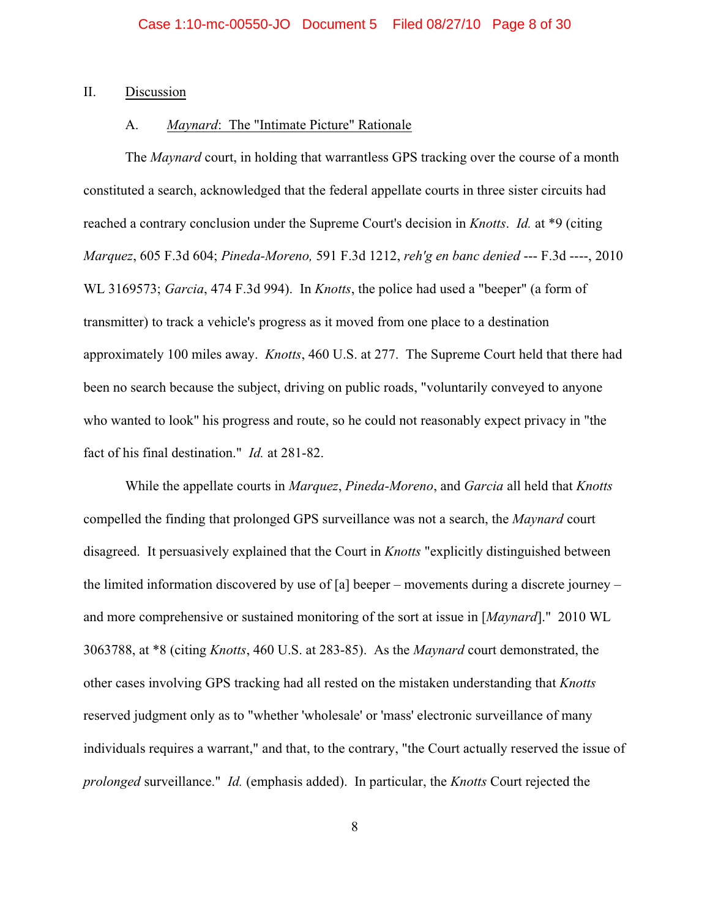## II. Discussion

### A. *Maynard*: The "Intimate Picture" Rationale

The *Maynard* court, in holding that warrantless GPS tracking over the course of a month constituted a search, acknowledged that the federal appellate courts in three sister circuits had reached a contrary conclusion under the Supreme Court's decision in *Knotts*. *Id.* at *9 (citing *Marquez*, 605 F.3d 604; *Pineda-Moreno,* 591 F.3d 1212, *reh'g en banc denied* --- F.3d ----, 2010 WL 3169573; *Garcia*, 474 F.3d 994). In *Knotts*, the police had used a "beeper" (a form of transmitter) to track a vehicle's progress as it moved from one place to a destination approximately 100 miles away. *Knotts*, 460 U.S. at 277. The Supreme Court held that there had been no search because the subject, driving on public roads, "voluntarily conveyed to anyone who wanted to look" his progress and route, so he could not reasonably expect privacy in "the fact of his final destination." *Id.* at 281-82.

While the appellate courts in *Marquez*, *Pineda-Moreno*, and *Garcia* all held that *Knotts* compelled the finding that prolonged GPS surveillance was not a search, the *Maynard* court disagreed. It persuasively explained that the Court in *Knotts* "explicitly distinguished between the limited information discovered by use of [a] beeper – movements during a discrete journey – and more comprehensive or sustained monitoring of the sort at issue in [*Maynard*]." 2010 WL 3063788, at *8 (citing *Knotts*, 460 U.S. at 283-85). As the *Maynard* court demonstrated, the other cases involving GPS tracking had all rested on the mistaken understanding that *Knotts* reserved judgment only as to "whether 'wholesale' or 'mass' electronic surveillance of many individuals requires a warrant," and that, to the contrary, "the Court actually reserved the issue of *prolonged* surveillance." *Id.* (emphasis added). In particular, the *Knotts* Court rejected the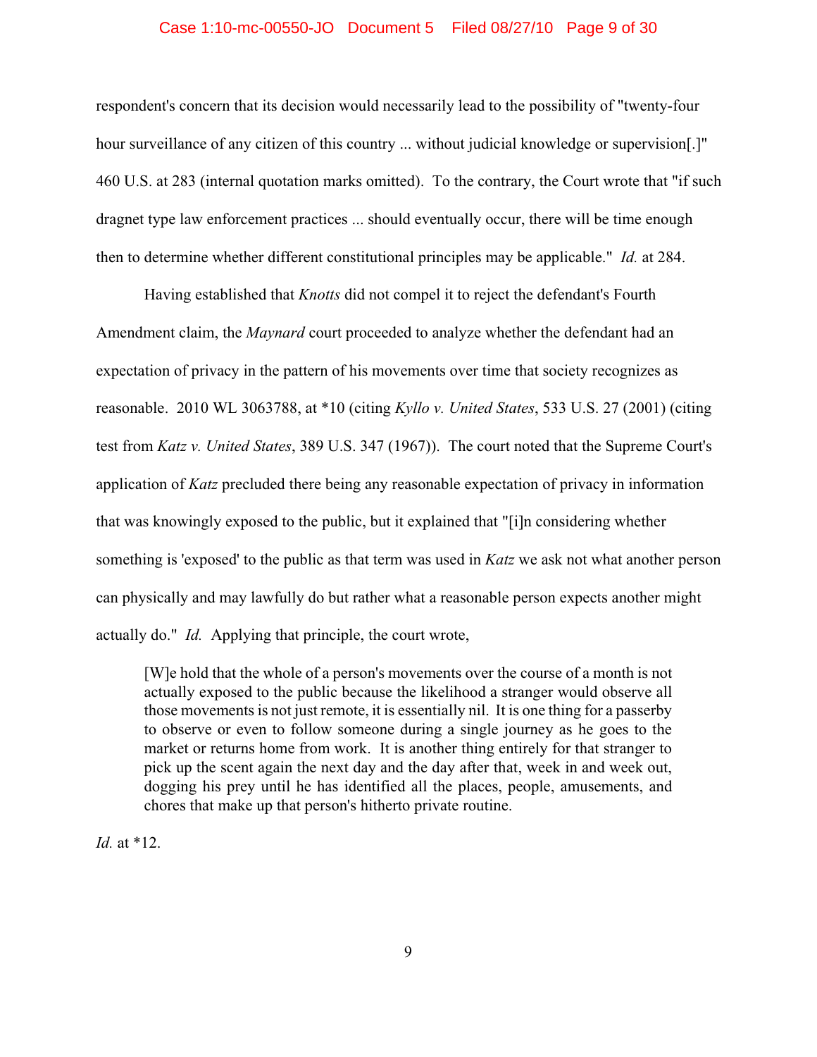respondent's concern that its decision would necessarily lead to the possibility of "twenty-four hour surveillance of any citizen of this country ... without judicial knowledge or supervision[.]" 460 U.S. at 283 (internal quotation marks omitted). To the contrary, the Court wrote that "if such dragnet type law enforcement practices ... should eventually occur, there will be time enough then to determine whether different constitutional principles may be applicable." *Id.* at 284.

Having established that *Knotts* did not compel it to reject the defendant's Fourth Amendment claim, the *Maynard* court proceeded to analyze whether the defendant had an expectation of privacy in the pattern of his movements over time that society recognizes as reasonable. 2010 WL 3063788, at *10 (citing *Kyllo v. United States*, 533 U.S. 27 (2001) (citing test from *Katz v. United States*, 389 U.S. 347 (1967)). The court noted that the Supreme Court's application of *Katz* precluded there being any reasonable expectation of privacy in information that was knowingly exposed to the public, but it explained that "[i]n considering whether something is 'exposed' to the public as that term was used in *Katz* we ask not what another person can physically and may lawfully do but rather what a reasonable person expects another might actually do." *Id.* Applying that principle, the court wrote,

> [W]e hold that the whole of a person's movements over the course of a month is not actually exposed to the public because the likelihood a stranger would observe all those movements is not just remote, it is essentially nil. It is one thing for a passerby to observe or even to follow someone during a single journey as he goes to the market or returns home from work. It is another thing entirely for that stranger to pick up the scent again the next day and the day after that, week in and week out, dogging his prey until he has identified all the places, people, amusements, and chores that make up that person's hitherto private routine.

*Id.* at *12.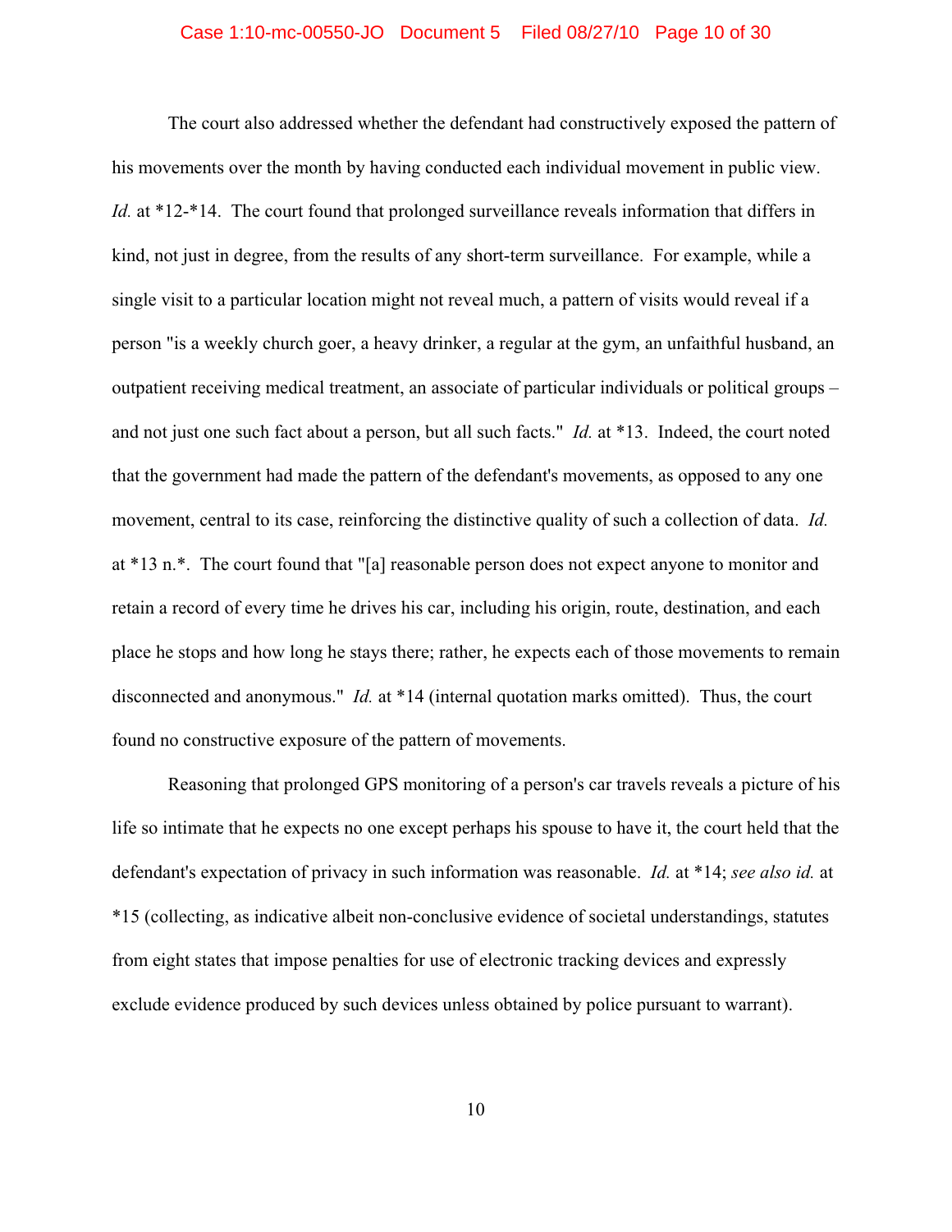The court also addressed whether the defendant had constructively exposed the pattern of his movements over the month by having conducted each individual movement in public view. *Id.* at *12-*14. The court found that prolonged surveillance reveals information that differs in kind, not just in degree, from the results of any short-term surveillance. For example, while a single visit to a particular location might not reveal much, a pattern of visits would reveal if a person "is a weekly church goer, a heavy drinker, a regular at the gym, an unfaithful husband, an outpatient receiving medical treatment, an associate of particular individuals or political groups – and not just one such fact about a person, but all such facts." *Id.* at *13. Indeed, the court noted that the government had made the pattern of the defendant's movements, as opposed to any one movement, central to its case, reinforcing the distinctive quality of such a collection of data. *Id.* at *13 n.*. The court found that "[a] reasonable person does not expect anyone to monitor and retain a record of every time he drives his car, including his origin, route, destination, and each place he stops and how long he stays there; rather, he expects each of those movements to remain disconnected and anonymous." *Id.* at *14 (internal quotation marks omitted). Thus, the court found no constructive exposure of the pattern of movements.

Reasoning that prolonged GPS monitoring of a person's car travels reveals a picture of his life so intimate that he expects no one except perhaps his spouse to have it, the court held that the defendant's expectation of privacy in such information was reasonable. *Id.* at *14; *see also id.* at *15 (collecting, as indicative albeit non-conclusive evidence of societal understandings, statutes from eight states that impose penalties for use of electronic tracking devices and expressly exclude evidence produced by such devices unless obtained by police pursuant to warrant).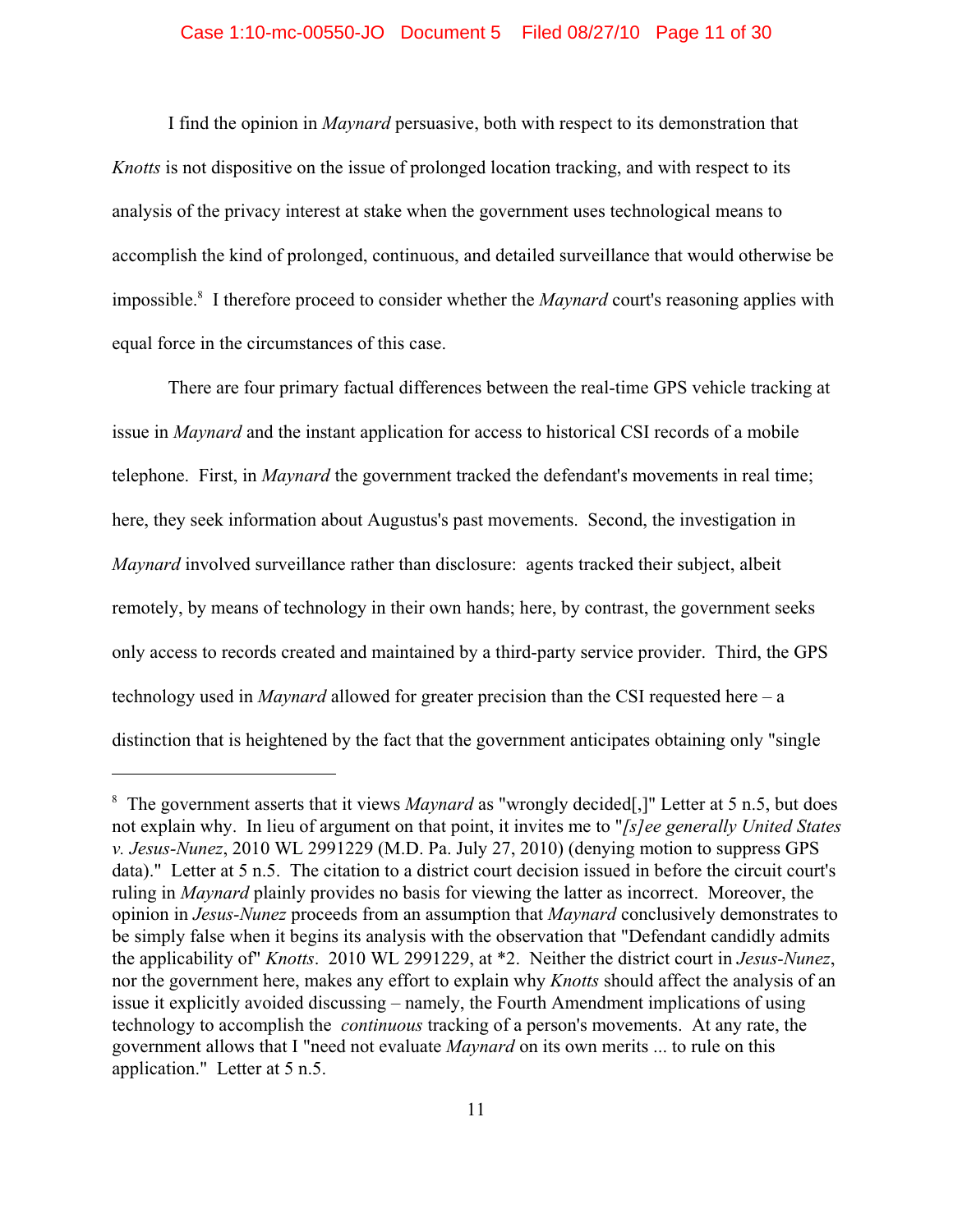I find the opinion in *Maynard* persuasive, both with respect to its demonstration that *Knotts* is not dispositive on the issue of prolonged location tracking, and with respect to its analysis of the privacy interest at stake when the government uses technological means to accomplish the kind of prolonged, continuous, and detailed surveillance that would otherwise be impossible.[8] I therefore proceed to consider whether the *Maynard* court's reasoning applies with equal force in the circumstances of this case.

There are four primary factual differences between the real-time GPS vehicle tracking at issue in *Maynard* and the instant application for access to historical CSI records of a mobile telephone. First, in *Maynard* the government tracked the defendant's movements in real time; here, they seek information about Augustus's past movements. Second, the investigation in *Maynard* involved surveillance rather than disclosure: agents tracked their subject, albeit remotely, by means of technology in their own hands; here, by contrast, the government seeks only access to records created and maintained by a third-party service provider. Third, the GPS technology used in *Maynard* allowed for greater precision than the CSI requested here – a distinction that is heightened by the fact that the government anticipates obtaining only "single

---

[8] The government asserts that it views *Maynard* as "wrongly decided[,]" Letter at 5 n.5, but does not explain why. In lieu of argument on that point, it invites me to "*[s]ee generally United States v. Jesus-Nunez*, 2010 WL 2991229 (M.D. Pa. July 27, 2010) (denying motion to suppress GPS data)." Letter at 5 n.5. The citation to a district court decision issued in before the circuit court's ruling in *Maynard* plainly provides no basis for viewing the latter as incorrect. Moreover, the opinion in *Jesus-Nunez* proceeds from an assumption that *Maynard* conclusively demonstrates to be simply false when it begins its analysis with the observation that "Defendant candidly admits the applicability of" *Knotts*. 2010 WL 2991229, at *2. Neither the district court in *Jesus-Nunez*, nor the government here, makes any effort to explain why *Knotts* should affect the analysis of an issue it explicitly avoided discussing – namely, the Fourth Amendment implications of using technology to accomplish the *continuous* tracking of a person's movements. At any rate, the government allows that I "need not evaluate *Maynard* on its own merits ... to rule on this application." Letter at 5 n.5.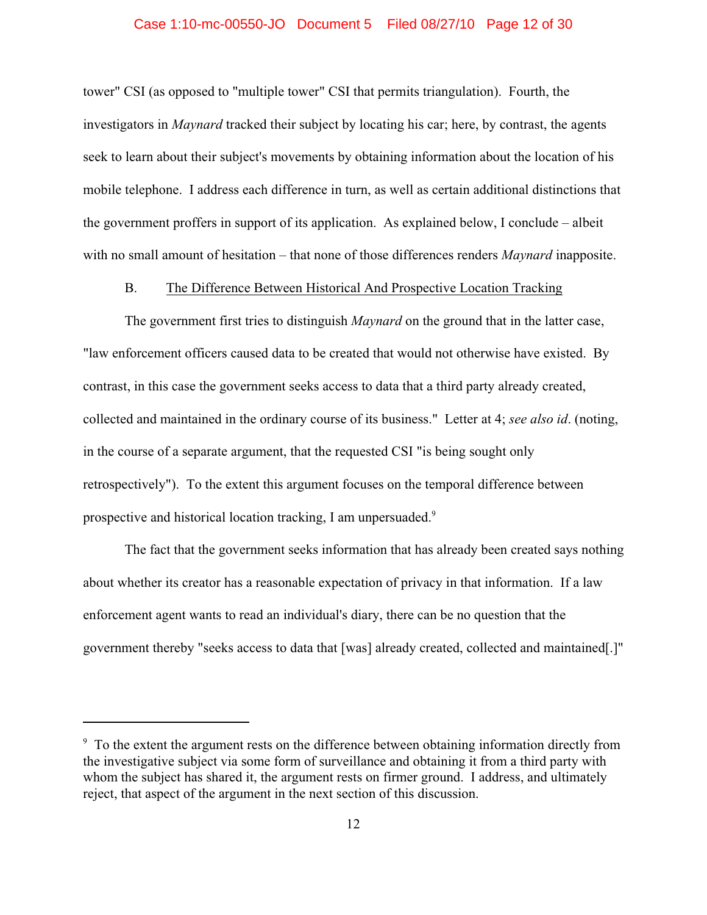tower" CSI (as opposed to "multiple tower" CSI that permits triangulation). Fourth, the investigators in *Maynard* tracked their subject by locating his car; here, by contrast, the agents seek to learn about their subject's movements by obtaining information about the location of his mobile telephone. I address each difference in turn, as well as certain additional distinctions that the government proffers in support of its application. As explained below, I conclude – albeit with no small amount of hesitation – that none of those differences renders *Maynard* inapposite.

B. <u>The Difference Between Historical And Prospective Location Tracking</u>

The government first tries to distinguish *Maynard* on the ground that in the latter case, "law enforcement officers caused data to be created that would not otherwise have existed. By contrast, in this case the government seeks access to data that a third party already created, collected and maintained in the ordinary course of its business." Letter at 4; *see also id*. (noting, in the course of a separate argument, that the requested CSI "is being sought only retrospectively"). To the extent this argument focuses on the temporal difference between prospective and historical location tracking, I am unpersuaded.[9]

The fact that the government seeks information that has already been created says nothing about whether its creator has a reasonable expectation of privacy in that information. If a law enforcement agent wants to read an individual's diary, there can be no question that the government thereby "seeks access to data that [was] already created, collected and maintained[.]"

---

[9] To the extent the argument rests on the difference between obtaining information directly from the investigative subject via some form of surveillance and obtaining it from a third party with whom the subject has shared it, the argument rests on firmer ground. I address, and ultimately reject, that aspect of the argument in the next section of this discussion.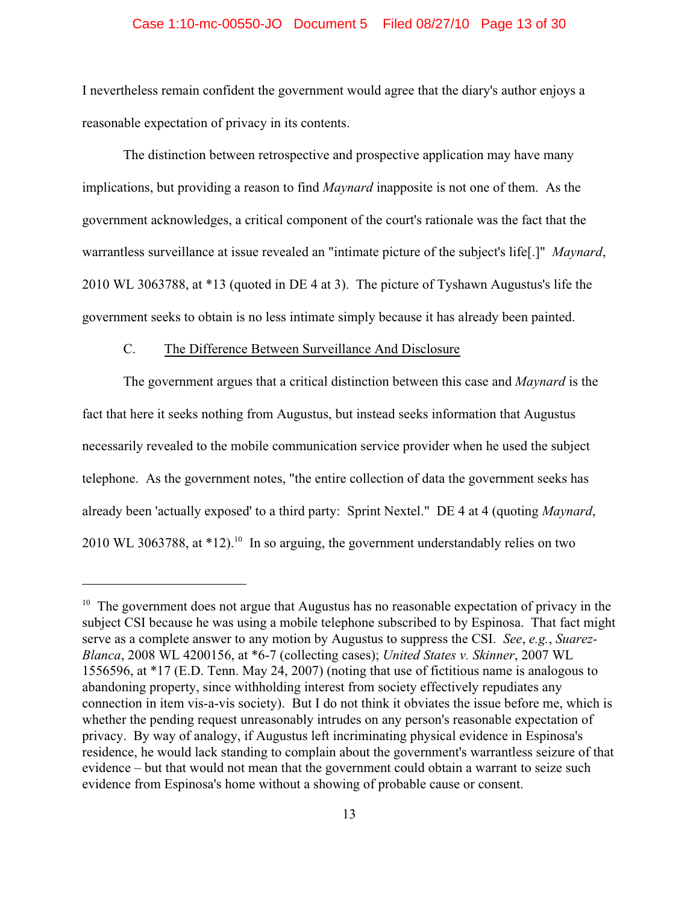I nevertheless remain confident the government would agree that the diary's author enjoys a reasonable expectation of privacy in its contents.

The distinction between retrospective and prospective application may have many implications, but providing a reason to find *Maynard* inapposite is not one of them. As the government acknowledges, a critical component of the court's rationale was the fact that the warrantless surveillance at issue revealed an "intimate picture of the subject's life[.]" *Maynard*, 2010 WL 3063788, at *13 (quoted in DE 4 at 3). The picture of Tyshawn Augustus's life the government seeks to obtain is no less intimate simply because it has already been painted.

C. <u>The Difference Between Surveillance And Disclosure</u>

The government argues that a critical distinction between this case and *Maynard* is the fact that here it seeks nothing from Augustus, but instead seeks information that Augustus necessarily revealed to the mobile communication service provider when he used the subject telephone. As the government notes, "the entire collection of data the government seeks has already been 'actually exposed' to a third party: Sprint Nextel." DE 4 at 4 (quoting *Maynard*, 2010 WL 3063788, at *12).[10] In so arguing, the government understandably relies on two

---

[10] The government does not argue that Augustus has no reasonable expectation of privacy in the subject CSI because he was using a mobile telephone subscribed to by Espinosa. That fact might serve as a complete answer to any motion by Augustus to suppress the CSI. *See*, *e.g.*, *Suarez-Blanca*, 2008 WL 4200156, at *6-7 (collecting cases); *United States v. Skinner*, 2007 WL 1556596, at *17 (E.D. Tenn. May 24, 2007) (noting that use of fictitious name is analogous to abandoning property, since withholding interest from society effectively repudiates any connection in item vis-a-vis society). But I do not think it obviates the issue before me, which is whether the pending request unreasonably intrudes on any person's reasonable expectation of privacy. By way of analogy, if Augustus left incriminating physical evidence in Espinosa's residence, he would lack standing to complain about the government's warrantless seizure of that evidence – but that would not mean that the government could obtain a warrant to seize such evidence from Espinosa's home without a showing of probable cause or consent.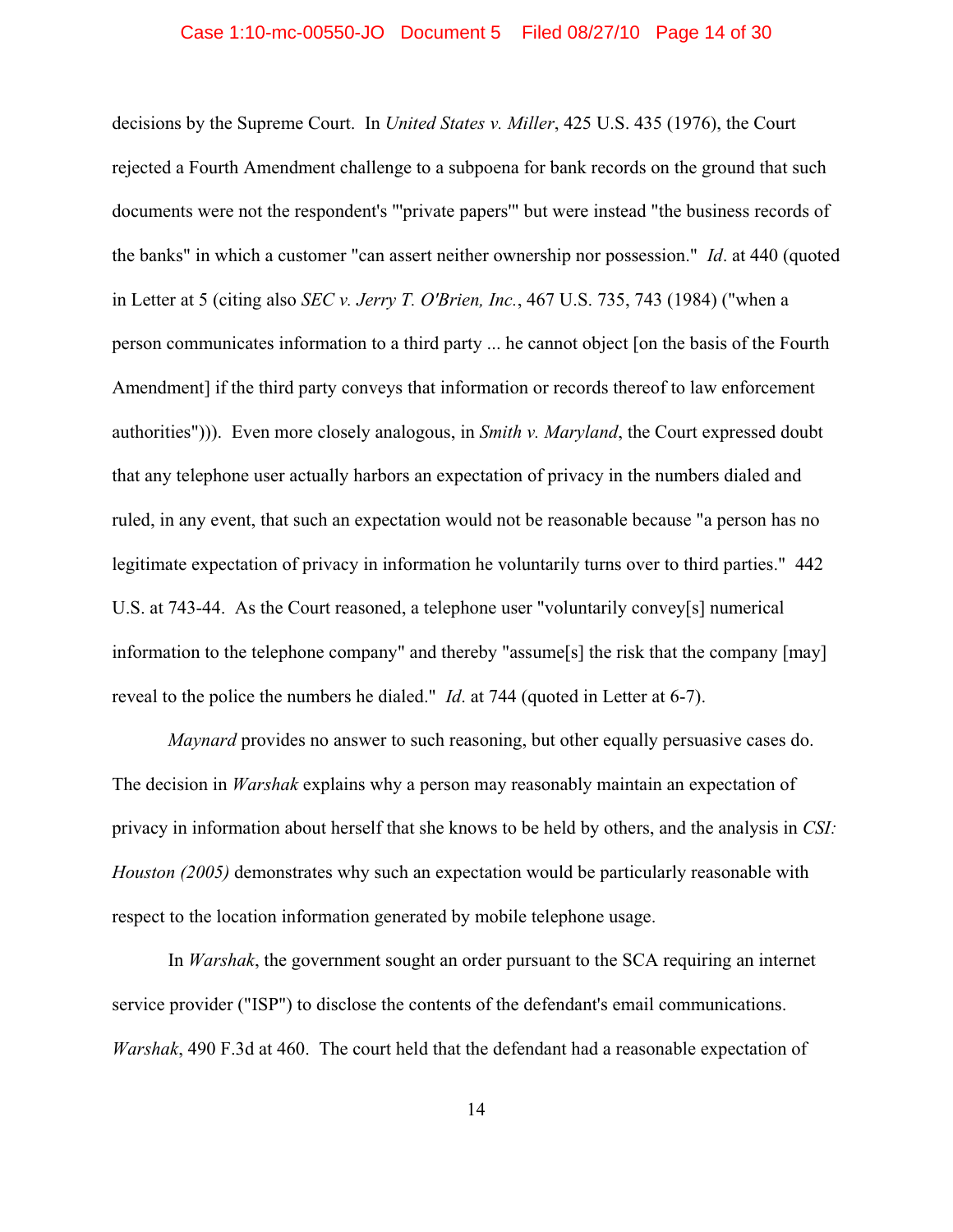decisions by the Supreme Court. In *United States v. Miller*, 425 U.S. 435 (1976), the Court rejected a Fourth Amendment challenge to a subpoena for bank records on the ground that such documents were not the respondent's "'private papers'" but were instead "the business records of the banks" in which a customer "can assert neither ownership nor possession." *Id*. at 440 (quoted in Letter at 5 (citing also *SEC v. Jerry T. O'Brien, Inc.*, 467 U.S. 735, 743 (1984) ("when a person communicates information to a third party ... he cannot object [on the basis of the Fourth Amendment] if the third party conveys that information or records thereof to law enforcement authorities"))). Even more closely analogous, in *Smith v. Maryland*, the Court expressed doubt that any telephone user actually harbors an expectation of privacy in the numbers dialed and ruled, in any event, that such an expectation would not be reasonable because "a person has no legitimate expectation of privacy in information he voluntarily turns over to third parties." 442 U.S. at 743-44. As the Court reasoned, a telephone user "voluntarily convey[s] numerical information to the telephone company" and thereby "assume[s] the risk that the company [may] reveal to the police the numbers he dialed." *Id*. at 744 (quoted in Letter at 6-7).

*Maynard* provides no answer to such reasoning, but other equally persuasive cases do. The decision in *Warshak* explains why a person may reasonably maintain an expectation of privacy in information about herself that she knows to be held by others, and the analysis in *CSI: Houston (2005)* demonstrates why such an expectation would be particularly reasonable with respect to the location information generated by mobile telephone usage.

In *Warshak*, the government sought an order pursuant to the SCA requiring an internet service provider ("ISP") to disclose the contents of the defendant's email communications. *Warshak*, 490 F.3d at 460. The court held that the defendant had a reasonable expectation of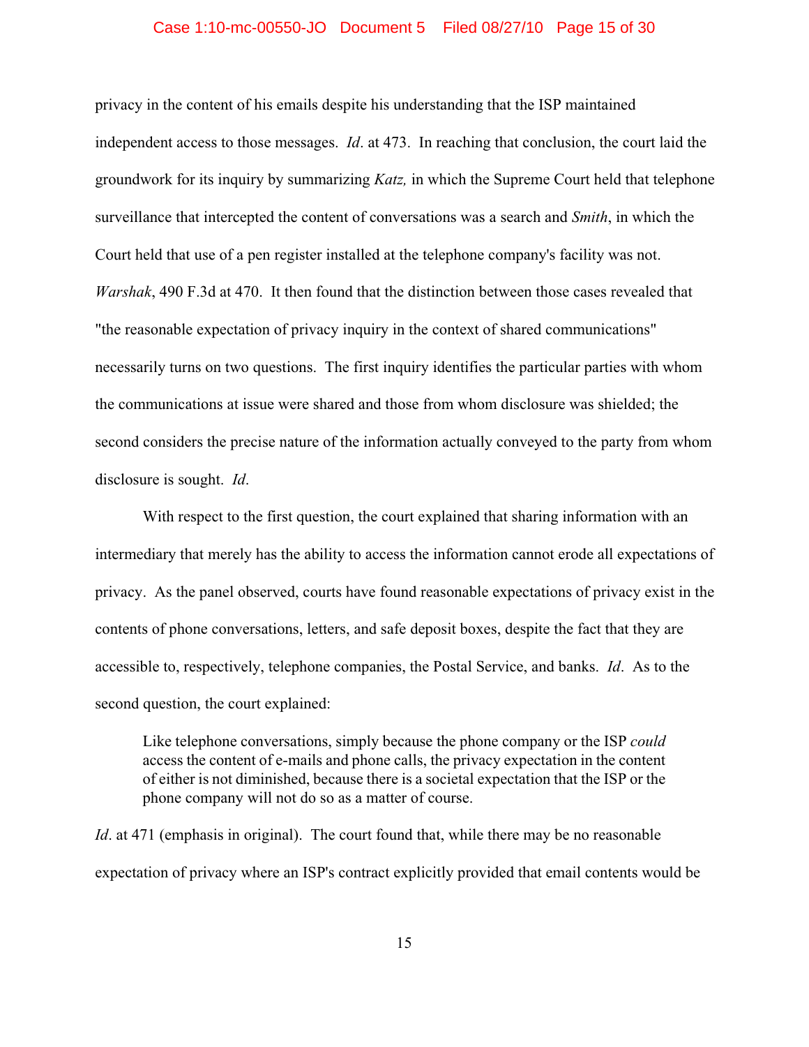privacy in the content of his emails despite his understanding that the ISP maintained independent access to those messages. *Id*. at 473. In reaching that conclusion, the court laid the groundwork for its inquiry by summarizing *Katz,* in which the Supreme Court held that telephone surveillance that intercepted the content of conversations was a search and *Smith*, in which the Court held that use of a pen register installed at the telephone company's facility was not. *Warshak*, 490 F.3d at 470. It then found that the distinction between those cases revealed that "the reasonable expectation of privacy inquiry in the context of shared communications" necessarily turns on two questions. The first inquiry identifies the particular parties with whom the communications at issue were shared and those from whom disclosure was shielded; the second considers the precise nature of the information actually conveyed to the party from whom disclosure is sought. *Id*.

With respect to the first question, the court explained that sharing information with an intermediary that merely has the ability to access the information cannot erode all expectations of privacy. As the panel observed, courts have found reasonable expectations of privacy exist in the contents of phone conversations, letters, and safe deposit boxes, despite the fact that they are accessible to, respectively, telephone companies, the Postal Service, and banks. *Id*. As to the second question, the court explained:

> Like telephone conversations, simply because the phone company or the ISP *could* access the content of e-mails and phone calls, the privacy expectation in the content of either is not diminished, because there is a societal expectation that the ISP or the phone company will not do so as a matter of course.

*Id*. at 471 (emphasis in original). The court found that, while there may be no reasonable expectation of privacy where an ISP's contract explicitly provided that email contents would be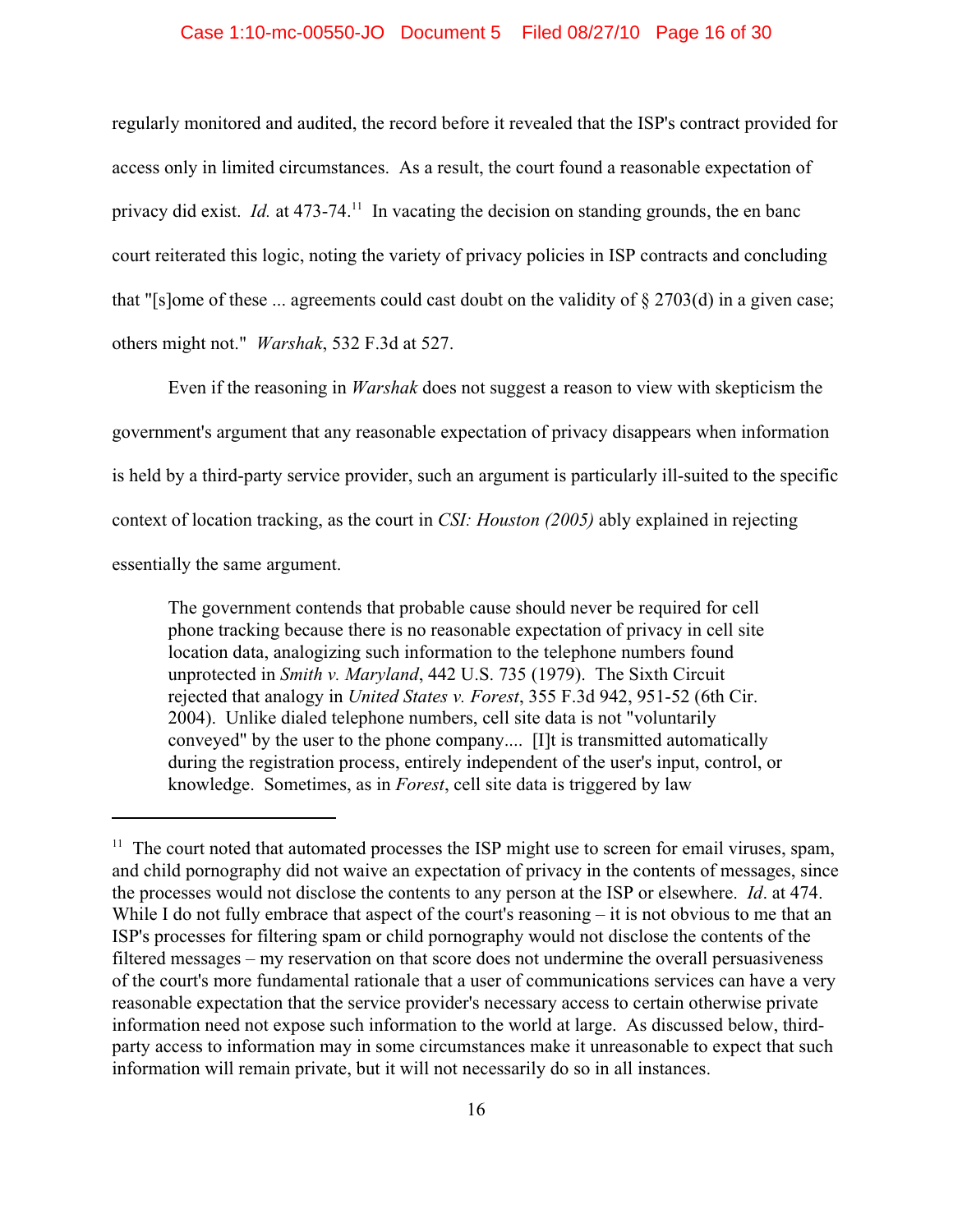regularly monitored and audited, the record before it revealed that the ISP's contract provided for access only in limited circumstances. As a result, the court found a reasonable expectation of privacy did exist. *Id.* at 473-74.[11] In vacating the decision on standing grounds, the en banc court reiterated this logic, noting the variety of privacy policies in ISP contracts and concluding that "[s]ome of these ... agreements could cast doubt on the validity of § 2703(d) in a given case; others might not." *Warshak*, 532 F.3d at 527.

Even if the reasoning in *Warshak* does not suggest a reason to view with skepticism the government's argument that any reasonable expectation of privacy disappears when information is held by a third-party service provider, such an argument is particularly ill-suited to the specific context of location tracking, as the court in *CSI: Houston (2005)* ably explained in rejecting essentially the same argument.

> The government contends that probable cause should never be required for cell phone tracking because there is no reasonable expectation of privacy in cell site location data, analogizing such information to the telephone numbers found unprotected in *Smith v. Maryland*, 442 U.S. 735 (1979). The Sixth Circuit rejected that analogy in *United States v. Forest*, 355 F.3d 942, 951-52 (6th Cir. 2004). Unlike dialed telephone numbers, cell site data is not "voluntarily conveyed" by the user to the phone company.... [I]t is transmitted automatically during the registration process, entirely independent of the user's input, control, or knowledge. Sometimes, as in *Forest*, cell site data is triggered by law

---

[11] The court noted that automated processes the ISP might use to screen for email viruses, spam, and child pornography did not waive an expectation of privacy in the contents of messages, since the processes would not disclose the contents to any person at the ISP or elsewhere. *Id*. at 474. While I do not fully embrace that aspect of the court's reasoning – it is not obvious to me that an ISP's processes for filtering spam or child pornography would not disclose the contents of the filtered messages – my reservation on that score does not undermine the overall persuasiveness of the court's more fundamental rationale that a user of communications services can have a very reasonable expectation that the service provider's necessary access to certain otherwise private information need not expose such information to the world at large. As discussed below, third-party access to information may in some circumstances make it unreasonable to expect that such information will remain private, but it will not necessarily do so in all instances.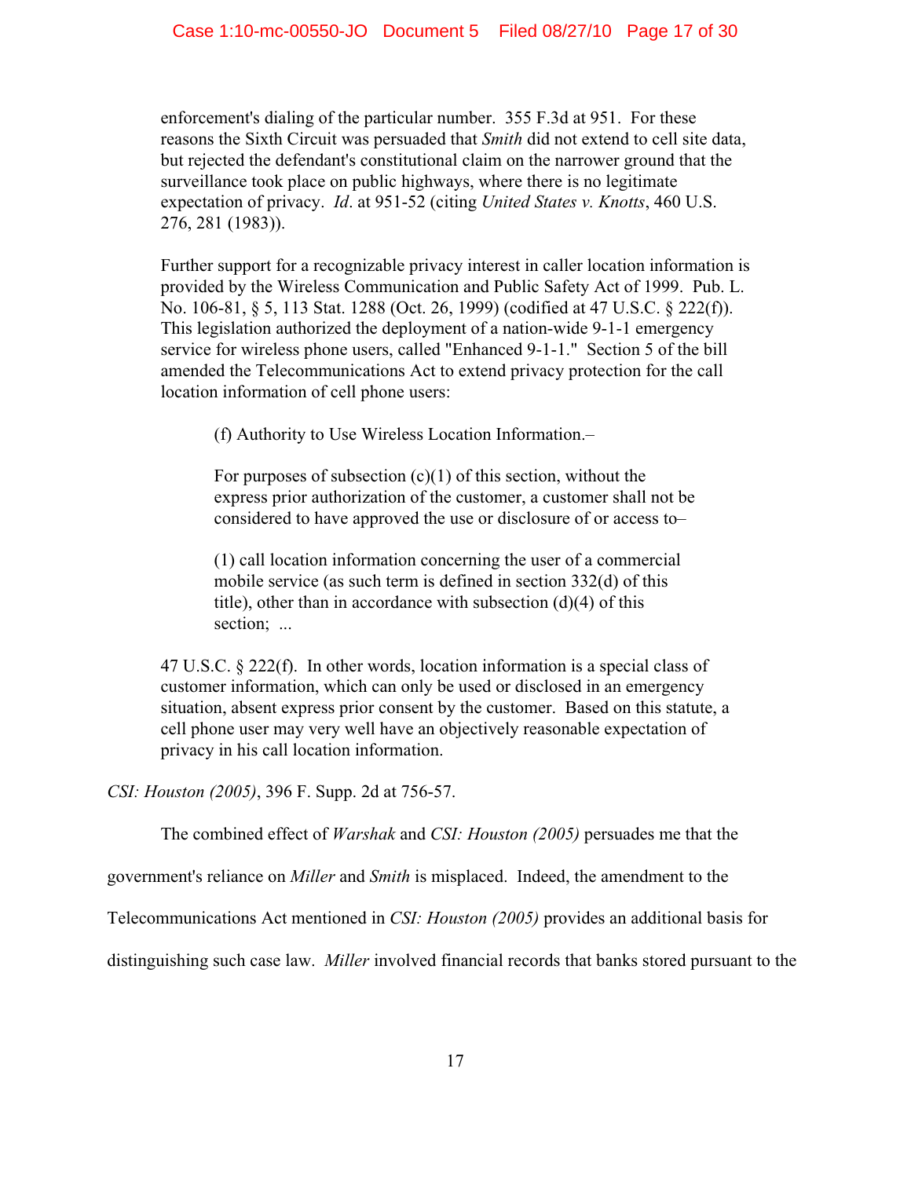> enforcement's dialing of the particular number. 355 F.3d at 951. For these reasons the Sixth Circuit was persuaded that *Smith* did not extend to cell site data, but rejected the defendant's constitutional claim on the narrower ground that the surveillance took place on public highways, where there is no legitimate expectation of privacy. *Id*. at 951-52 (citing *United States v. Knotts*, 460 U.S. 276, 281 (1983)).
>
> Further support for a recognizable privacy interest in caller location information is provided by the Wireless Communication and Public Safety Act of 1999. Pub. L. No. 106-81, § 5, 113 Stat. 1288 (Oct. 26, 1999) (codified at 47 U.S.C. § 222(f)). This legislation authorized the deployment of a nation-wide 9-1-1 emergency service for wireless phone users, called "Enhanced 9-1-1." Section 5 of the bill amended the Telecommunications Act to extend privacy protection for the call location information of cell phone users:
>
> > (f) Authority to Use Wireless Location Information.–
> >
> > For purposes of subsection (c)(1) of this section, without the express prior authorization of the customer, a customer shall not be considered to have approved the use or disclosure of or access to–
> >
> > (1) call location information concerning the user of a commercial mobile service (as such term is defined in section 332(d) of this title), other than in accordance with subsection (d)(4) of this section; ...
>
> 47 U.S.C. § 222(f). In other words, location information is a special class of customer information, which can only be used or disclosed in an emergency situation, absent express prior consent by the customer. Based on this statute, a cell phone user may very well have an objectively reasonable expectation of privacy in his call location information.

*CSI: Houston (2005)*, 396 F. Supp. 2d at 756-57.

The combined effect of *Warshak* and *CSI: Houston (2005)* persuades me that the government's reliance on *Miller* and *Smith* is misplaced. Indeed, the amendment to the Telecommunications Act mentioned in *CSI: Houston (2005)* provides an additional basis for distinguishing such case law. *Miller* involved financial records that banks stored pursuant to the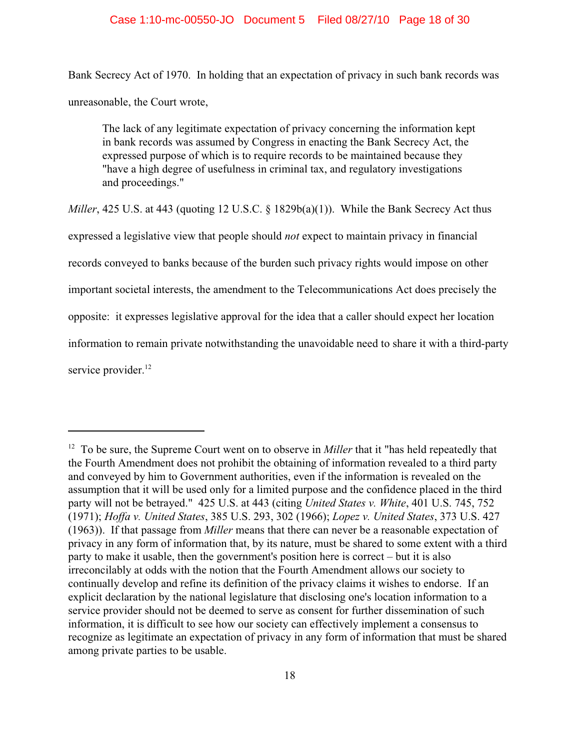Bank Secrecy Act of 1970. In holding that an expectation of privacy in such bank records was unreasonable, the Court wrote,

> The lack of any legitimate expectation of privacy concerning the information kept in bank records was assumed by Congress in enacting the Bank Secrecy Act, the expressed purpose of which is to require records to be maintained because they "have a high degree of usefulness in criminal tax, and regulatory investigations and proceedings."

*Miller*, 425 U.S. at 443 (quoting 12 U.S.C. § 1829b(a)(1)). While the Bank Secrecy Act thus expressed a legislative view that people should *not* expect to maintain privacy in financial records conveyed to banks because of the burden such privacy rights would impose on other important societal interests, the amendment to the Telecommunications Act does precisely the opposite: it expresses legislative approval for the idea that a caller should expect her location information to remain private notwithstanding the unavoidable need to share it with a third-party service provider.[12]

---

[12] To be sure, the Supreme Court went on to observe in *Miller* that it "has held repeatedly that the Fourth Amendment does not prohibit the obtaining of information revealed to a third party and conveyed by him to Government authorities, even if the information is revealed on the assumption that it will be used only for a limited purpose and the confidence placed in the third party will not be betrayed." 425 U.S. at 443 (citing *United States v. White*, 401 U.S. 745, 752 (1971); *Hoffa v. United States*, 385 U.S. 293, 302 (1966); *Lopez v. United States*, 373 U.S. 427 (1963)). If that passage from *Miller* means that there can never be a reasonable expectation of privacy in any form of information that, by its nature, must be shared to some extent with a third party to make it usable, then the government's position here is correct – but it is also irreconcilably at odds with the notion that the Fourth Amendment allows our society to continually develop and refine its definition of the privacy claims it wishes to endorse. If an explicit declaration by the national legislature that disclosing one's location information to a service provider should not be deemed to serve as consent for further dissemination of such information, it is difficult to see how our society can effectively implement a consensus to recognize as legitimate an expectation of privacy in any form of information that must be shared among private parties to be usable.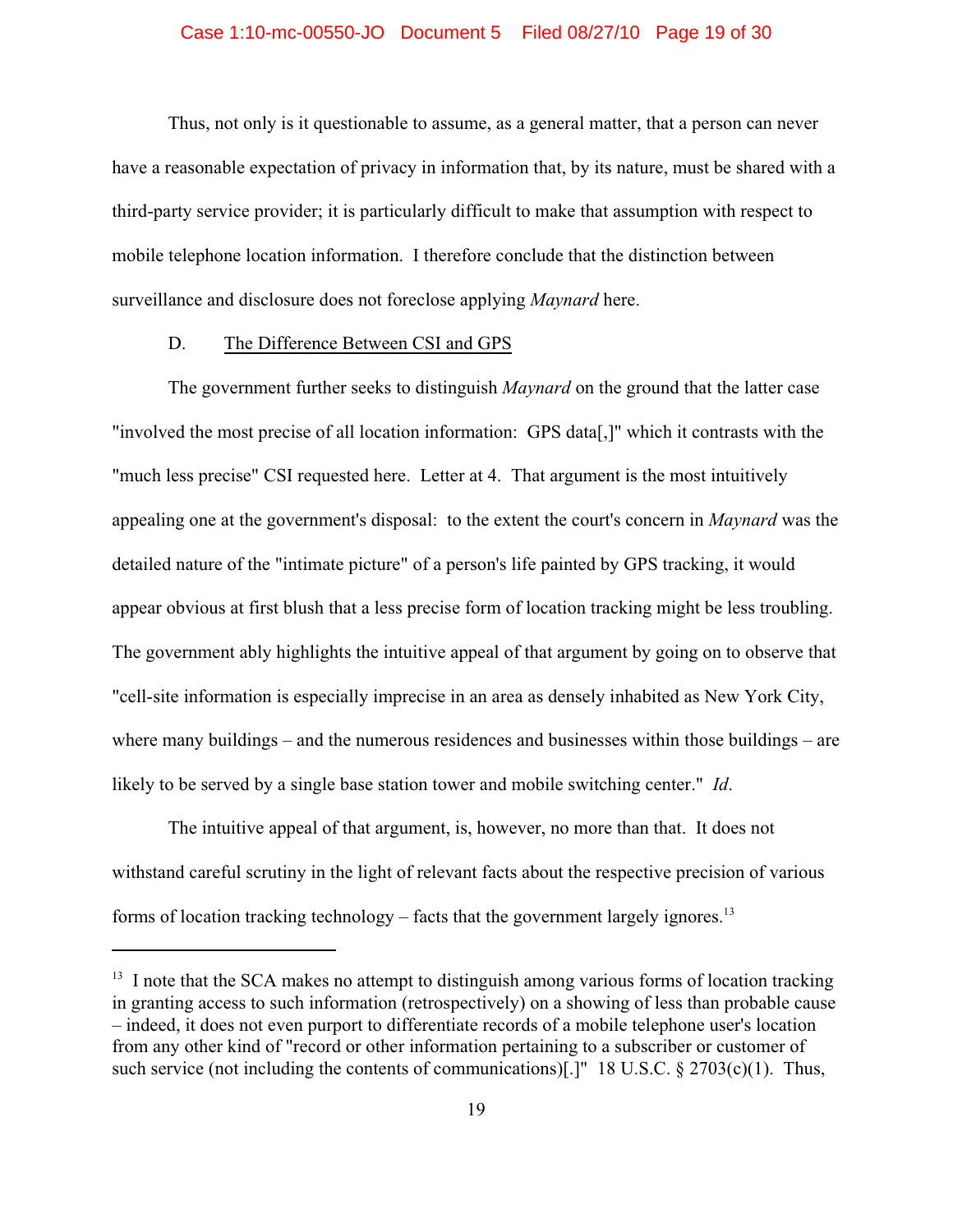Thus, not only is it questionable to assume, as a general matter, that a person can never have a reasonable expectation of privacy in information that, by its nature, must be shared with a third-party service provider; it is particularly difficult to make that assumption with respect to mobile telephone location information. I therefore conclude that the distinction between surveillance and disclosure does not foreclose applying *Maynard* here.

D. The Difference Between CSI and GPS

The government further seeks to distinguish *Maynard* on the ground that the latter case "involved the most precise of all location information: GPS data[,]" which it contrasts with the "much less precise" CSI requested here. Letter at 4. That argument is the most intuitively appealing one at the government's disposal: to the extent the court's concern in *Maynard* was the detailed nature of the "intimate picture" of a person's life painted by GPS tracking, it would appear obvious at first blush that a less precise form of location tracking might be less troubling. The government ably highlights the intuitive appeal of that argument by going on to observe that "cell-site information is especially imprecise in an area as densely inhabited as New York City, where many buildings – and the numerous residences and businesses within those buildings – are likely to be served by a single base station tower and mobile switching center." *Id*.

The intuitive appeal of that argument, is, however, no more than that. It does not withstand careful scrutiny in the light of relevant facts about the respective precision of various forms of location tracking technology – facts that the government largely ignores.[13]

---

[13] I note that the SCA makes no attempt to distinguish among various forms of location tracking in granting access to such information (retrospectively) on a showing of less than probable cause – indeed, it does not even purport to differentiate records of a mobile telephone user's location from any other kind of "record or other information pertaining to a subscriber or customer of such service (not including the contents of communications)[.]" 18 U.S.C. § 2703(c)(1). Thus,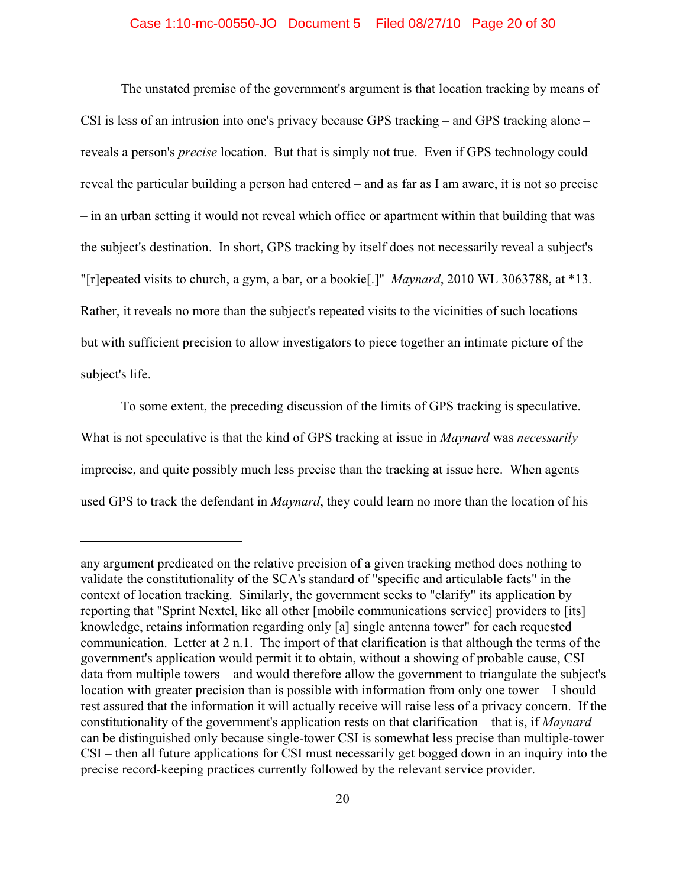The unstated premise of the government's argument is that location tracking by means of CSI is less of an intrusion into one's privacy because GPS tracking – and GPS tracking alone – reveals a person's *precise* location. But that is simply not true. Even if GPS technology could reveal the particular building a person had entered – and as far as I am aware, it is not so precise – in an urban setting it would not reveal which office or apartment within that building that was the subject's destination. In short, GPS tracking by itself does not necessarily reveal a subject's "[r]epeated visits to church, a gym, a bar, or a bookie[.]" *Maynard*, 2010 WL 3063788, at *13. Rather, it reveals no more than the subject's repeated visits to the vicinities of such locations – but with sufficient precision to allow investigators to piece together an intimate picture of the subject's life.

To some extent, the preceding discussion of the limits of GPS tracking is speculative. What is not speculative is that the kind of GPS tracking at issue in *Maynard* was *necessarily* imprecise, and quite possibly much less precise than the tracking at issue here. When agents used GPS to track the defendant in *Maynard*, they could learn no more than the location of his

---

any argument predicated on the relative precision of a given tracking method does nothing to validate the constitutionality of the SCA's standard of "specific and articulable facts" in the context of location tracking. Similarly, the government seeks to "clarify" its application by reporting that "Sprint Nextel, like all other [mobile communications service] providers to [its] knowledge, retains information regarding only [a] single antenna tower" for each requested communication. Letter at 2 n.1. The import of that clarification is that although the terms of the government's application would permit it to obtain, without a showing of probable cause, CSI data from multiple towers – and would therefore allow the government to triangulate the subject's location with greater precision than is possible with information from only one tower – I should rest assured that the information it will actually receive will raise less of a privacy concern. If the constitutionality of the government's application rests on that clarification – that is, if *Maynard* can be distinguished only because single-tower CSI is somewhat less precise than multiple-tower CSI – then all future applications for CSI must necessarily get bogged down in an inquiry into the precise record-keeping practices currently followed by the relevant service provider.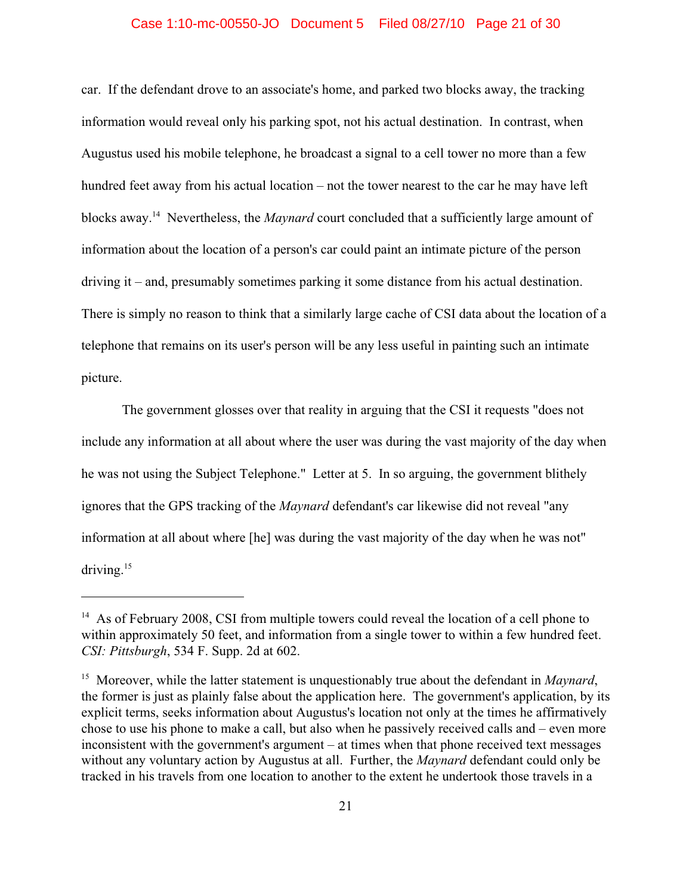car. If the defendant drove to an associate's home, and parked two blocks away, the tracking information would reveal only his parking spot, not his actual destination. In contrast, when Augustus used his mobile telephone, he broadcast a signal to a cell tower no more than a few hundred feet away from his actual location – not the tower nearest to the car he may have left blocks away.[14] Nevertheless, the *Maynard* court concluded that a sufficiently large amount of information about the location of a person's car could paint an intimate picture of the person driving it – and, presumably sometimes parking it some distance from his actual destination. There is simply no reason to think that a similarly large cache of CSI data about the location of a telephone that remains on its user's person will be any less useful in painting such an intimate picture.

The government glosses over that reality in arguing that the CSI it requests "does not include any information at all about where the user was during the vast majority of the day when he was not using the Subject Telephone." Letter at 5. In so arguing, the government blithely ignores that the GPS tracking of the *Maynard* defendant's car likewise did not reveal "any information at all about where [he] was during the vast majority of the day when he was not" driving.[15]

---

[14] As of February 2008, CSI from multiple towers could reveal the location of a cell phone to within approximately 50 feet, and information from a single tower to within a few hundred feet. *CSI: Pittsburgh*, 534 F. Supp. 2d at 602.

[15] Moreover, while the latter statement is unquestionably true about the defendant in *Maynard*, the former is just as plainly false about the application here. The government's application, by its explicit terms, seeks information about Augustus's location not only at the times he affirmatively chose to use his phone to make a call, but also when he passively received calls and – even more inconsistent with the government's argument – at times when that phone received text messages without any voluntary action by Augustus at all. Further, the *Maynard* defendant could only be tracked in his travels from one location to another to the extent he undertook those travels in a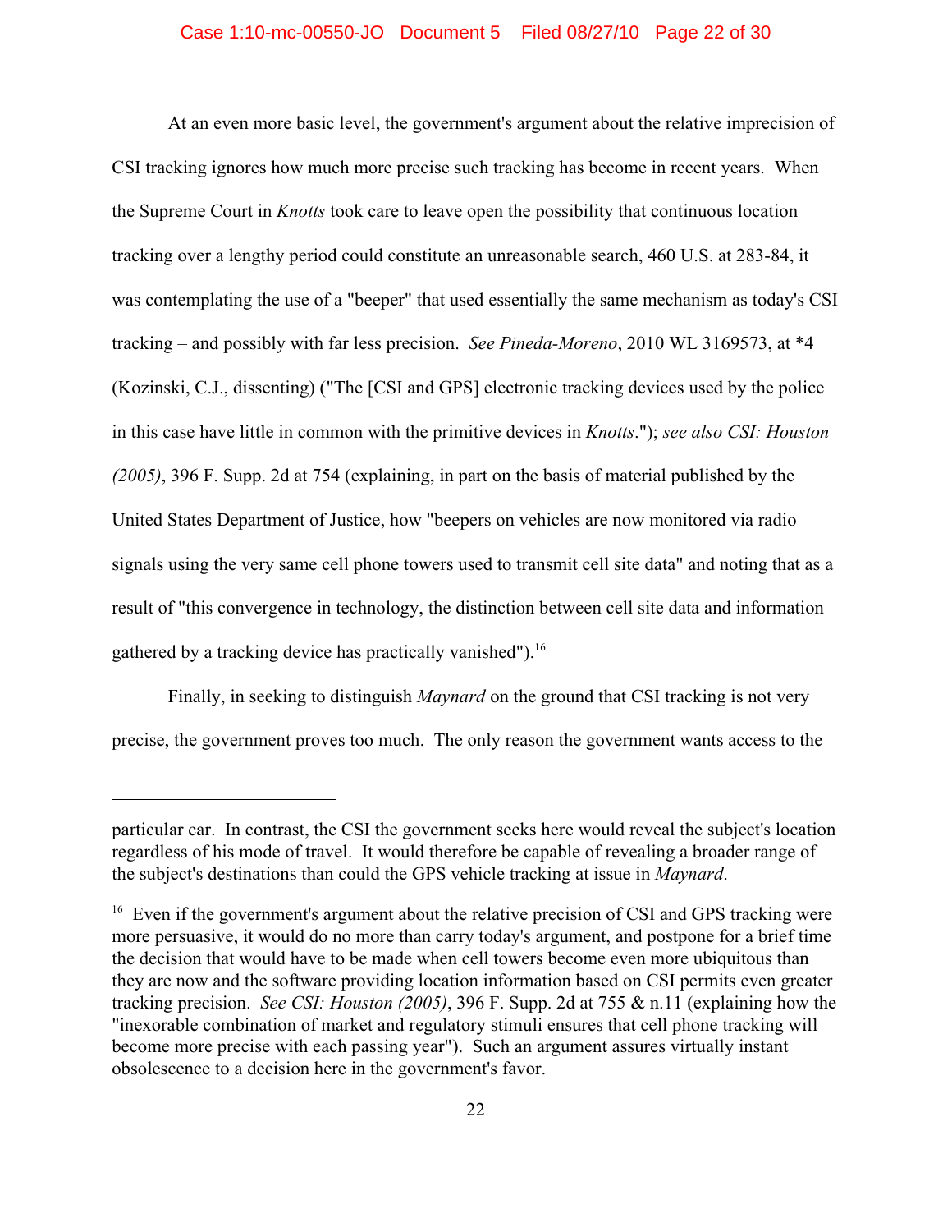At an even more basic level, the government's argument about the relative imprecision of CSI tracking ignores how much more precise such tracking has become in recent years. When the Supreme Court in *Knotts* took care to leave open the possibility that continuous location tracking over a lengthy period could constitute an unreasonable search, 460 U.S. at 283-84, it was contemplating the use of a "beeper" that used essentially the same mechanism as today's CSI tracking – and possibly with far less precision. *See Pineda-Moreno*, 2010 WL 3169573, at *4 (Kozinski, C.J., dissenting) ("The [CSI and GPS] electronic tracking devices used by the police in this case have little in common with the primitive devices in *Knotts*."); *see also CSI: Houston (2005)*, 396 F. Supp. 2d at 754 (explaining, in part on the basis of material published by the United States Department of Justice, how "beepers on vehicles are now monitored via radio signals using the very same cell phone towers used to transmit cell site data" and noting that as a result of "this convergence in technology, the distinction between cell site data and information gathered by a tracking device has practically vanished").[16]

Finally, in seeking to distinguish *Maynard* on the ground that CSI tracking is not very precise, the government proves too much. The only reason the government wants access to the

---

particular car. In contrast, the CSI the government seeks here would reveal the subject's location regardless of his mode of travel. It would therefore be capable of revealing a broader range of the subject's destinations than could the GPS vehicle tracking at issue in *Maynard*.

[16] Even if the government's argument about the relative precision of CSI and GPS tracking were more persuasive, it would do no more than carry today's argument, and postpone for a brief time the decision that would have to be made when cell towers become even more ubiquitous than they are now and the software providing location information based on CSI permits even greater tracking precision. *See CSI: Houston (2005)*, 396 F. Supp. 2d at 755 & n.11 (explaining how the "inexorable combination of market and regulatory stimuli ensures that cell phone tracking will become more precise with each passing year"). Such an argument assures virtually instant obsolescence to a decision here in the government's favor.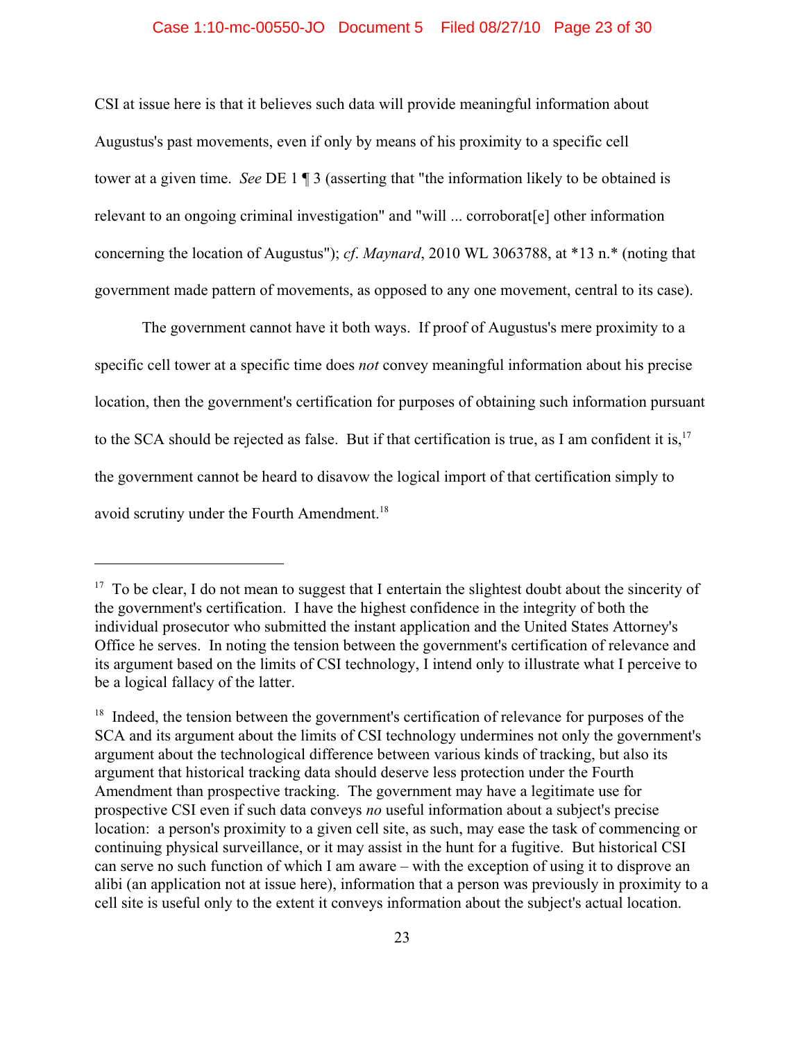CSI at issue here is that it believes such data will provide meaningful information about Augustus's past movements, even if only by means of his proximity to a specific cell tower at a given time. *See* DE 1 ¶ 3 (asserting that "the information likely to be obtained is relevant to an ongoing criminal investigation" and "will ... corroborat[e] other information concerning the location of Augustus"); *cf*. *Maynard*, 2010 WL 3063788, at *13 n.* (noting that government made pattern of movements, as opposed to any one movement, central to its case).

The government cannot have it both ways. If proof of Augustus's mere proximity to a specific cell tower at a specific time does *not* convey meaningful information about his precise location, then the government's certification for purposes of obtaining such information pursuant to the SCA should be rejected as false. But if that certification is true, as I am confident it is,[17] the government cannot be heard to disavow the logical import of that certification simply to avoid scrutiny under the Fourth Amendment.[18]

---

[17] To be clear, I do not mean to suggest that I entertain the slightest doubt about the sincerity of the government's certification. I have the highest confidence in the integrity of both the individual prosecutor who submitted the instant application and the United States Attorney's Office he serves. In noting the tension between the government's certification of relevance and its argument based on the limits of CSI technology, I intend only to illustrate what I perceive to be a logical fallacy of the latter.

[18] Indeed, the tension between the government's certification of relevance for purposes of the SCA and its argument about the limits of CSI technology undermines not only the government's argument about the technological difference between various kinds of tracking, but also its argument that historical tracking data should deserve less protection under the Fourth Amendment than prospective tracking. The government may have a legitimate use for prospective CSI even if such data conveys *no* useful information about a subject's precise location: a person's proximity to a given cell site, as such, may ease the task of commencing or continuing physical surveillance, or it may assist in the hunt for a fugitive. But historical CSI can serve no such function of which I am aware – with the exception of using it to disprove an alibi (an application not at issue here), information that a person was previously in proximity to a cell site is useful only to the extent it conveys information about the subject's actual location.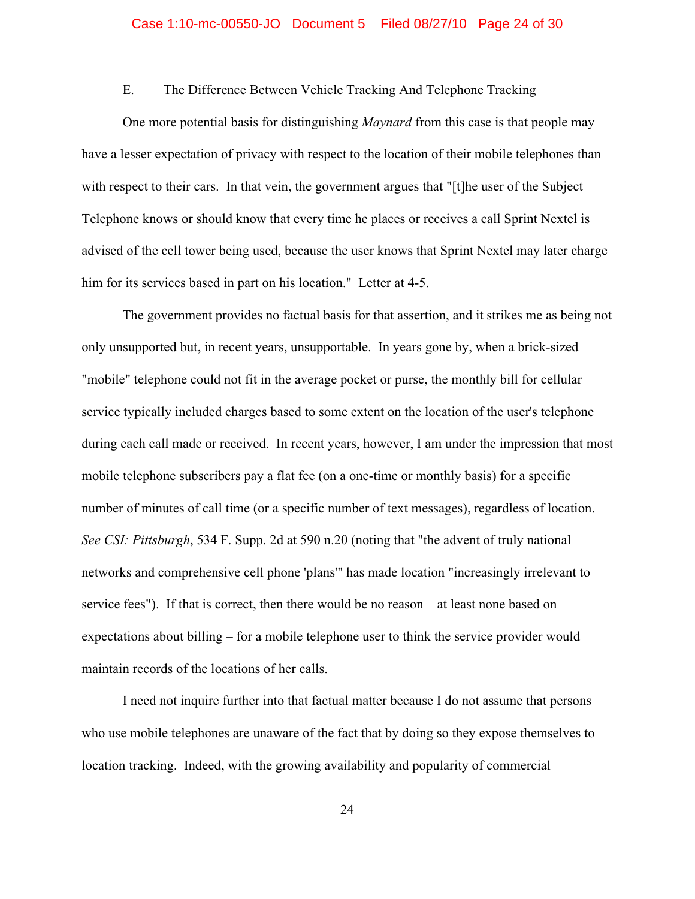E. The Difference Between Vehicle Tracking And Telephone Tracking

One more potential basis for distinguishing *Maynard* from this case is that people may have a lesser expectation of privacy with respect to the location of their mobile telephones than with respect to their cars. In that vein, the government argues that "[t]he user of the Subject Telephone knows or should know that every time he places or receives a call Sprint Nextel is advised of the cell tower being used, because the user knows that Sprint Nextel may later charge him for its services based in part on his location." Letter at 4-5.

The government provides no factual basis for that assertion, and it strikes me as being not only unsupported but, in recent years, unsupportable. In years gone by, when a brick-sized "mobile" telephone could not fit in the average pocket or purse, the monthly bill for cellular service typically included charges based to some extent on the location of the user's telephone during each call made or received. In recent years, however, I am under the impression that most mobile telephone subscribers pay a flat fee (on a one-time or monthly basis) for a specific number of minutes of call time (or a specific number of text messages), regardless of location. *See CSI: Pittsburgh*, 534 F. Supp. 2d at 590 n.20 (noting that "the advent of truly national networks and comprehensive cell phone 'plans'" has made location "increasingly irrelevant to service fees"). If that is correct, then there would be no reason – at least none based on expectations about billing – for a mobile telephone user to think the service provider would maintain records of the locations of her calls.

I need not inquire further into that factual matter because I do not assume that persons who use mobile telephones are unaware of the fact that by doing so they expose themselves to location tracking. Indeed, with the growing availability and popularity of commercial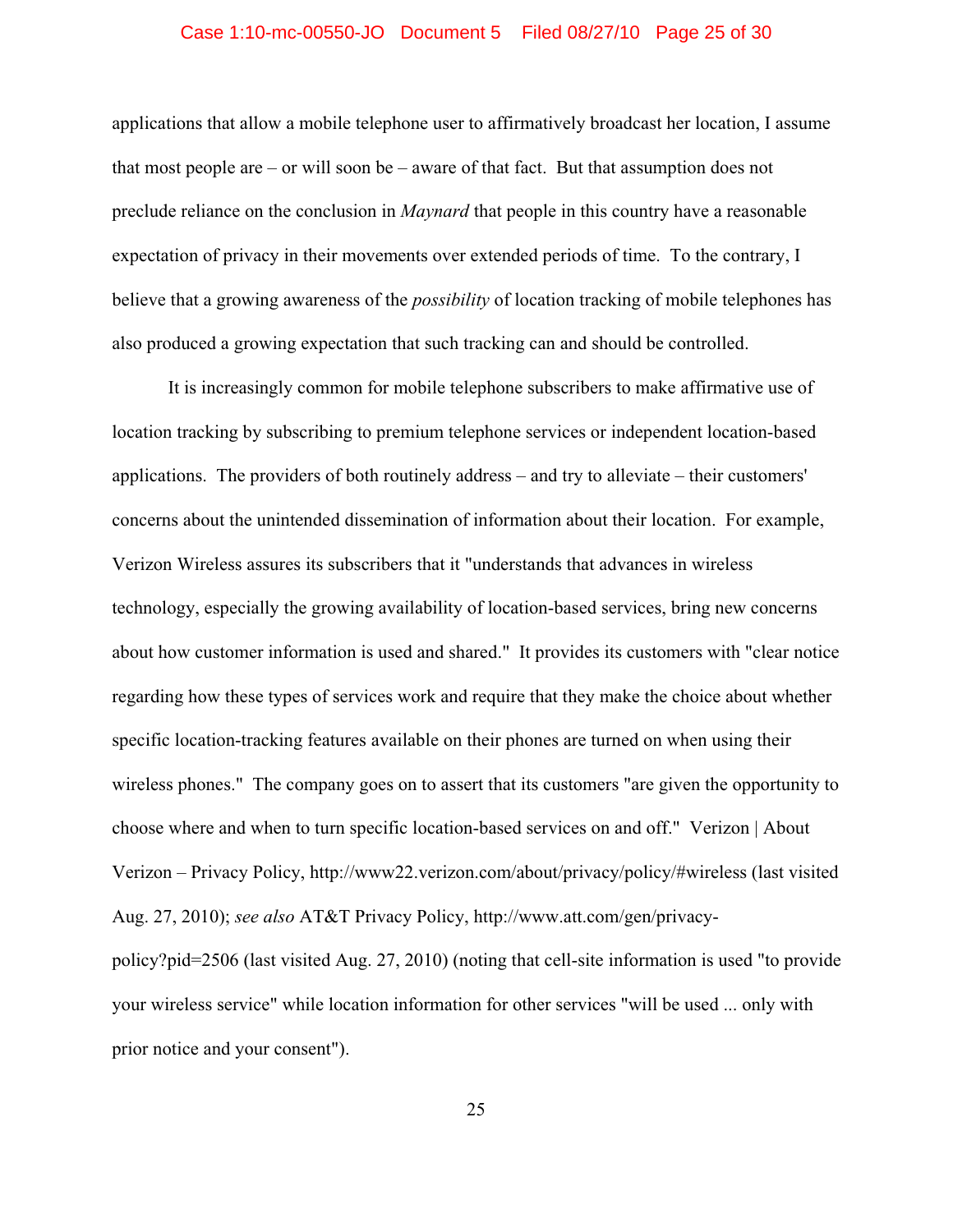applications that allow a mobile telephone user to affirmatively broadcast her location, I assume that most people are – or will soon be – aware of that fact. But that assumption does not preclude reliance on the conclusion in *Maynard* that people in this country have a reasonable expectation of privacy in their movements over extended periods of time. To the contrary, I believe that a growing awareness of the *possibility* of location tracking of mobile telephones has also produced a growing expectation that such tracking can and should be controlled.

It is increasingly common for mobile telephone subscribers to make affirmative use of location tracking by subscribing to premium telephone services or independent location-based applications. The providers of both routinely address – and try to alleviate – their customers' concerns about the unintended dissemination of information about their location. For example, Verizon Wireless assures its subscribers that it "understands that advances in wireless technology, especially the growing availability of location-based services, bring new concerns about how customer information is used and shared." It provides its customers with "clear notice regarding how these types of services work and require that they make the choice about whether specific location-tracking features available on their phones are turned on when using their wireless phones." The company goes on to assert that its customers "are given the opportunity to choose where and when to turn specific location-based services on and off." Verizon | About Verizon – Privacy Policy, http://www22.verizon.com/about/privacy/policy/#wireless (last visited Aug. 27, 2010); *see also* AT&T Privacy Policy, http://www.att.com/gen/privacy-policy?pid=2506 (last visited Aug. 27, 2010) (noting that cell-site information is used "to provide your wireless service" while location information for other services "will be used ... only with prior notice and your consent").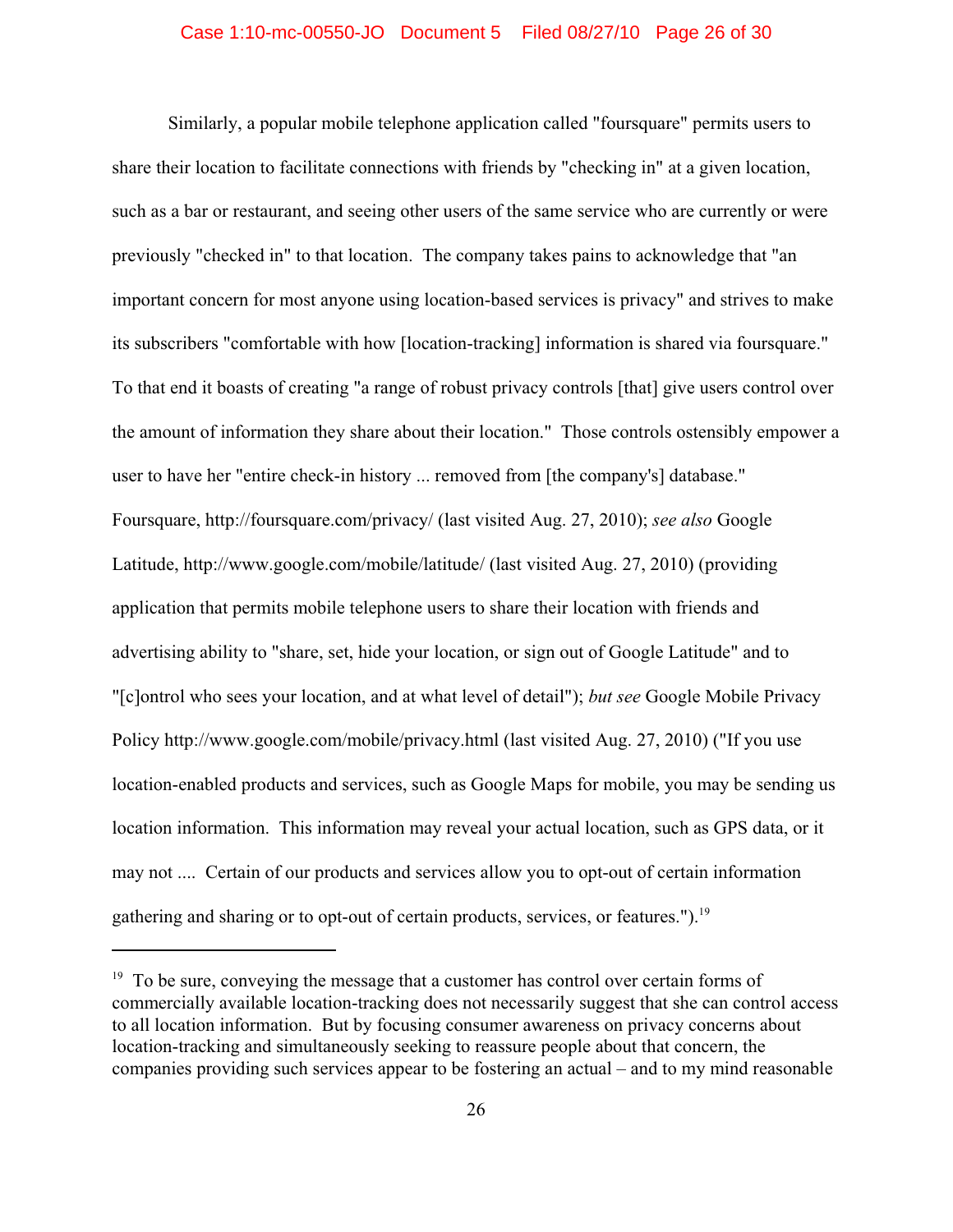Similarly, a popular mobile telephone application called "foursquare" permits users to share their location to facilitate connections with friends by "checking in" at a given location, such as a bar or restaurant, and seeing other users of the same service who are currently or were previously "checked in" to that location. The company takes pains to acknowledge that "an important concern for most anyone using location-based services is privacy" and strives to make its subscribers "comfortable with how [location-tracking] information is shared via foursquare." To that end it boasts of creating "a range of robust privacy controls [that] give users control over the amount of information they share about their location." Those controls ostensibly empower a user to have her "entire check-in history ... removed from [the company's] database." Foursquare, http://foursquare.com/privacy/ (last visited Aug. 27, 2010); *see also* Google Latitude, http://www.google.com/mobile/latitude/ (last visited Aug. 27, 2010) (providing application that permits mobile telephone users to share their location with friends and advertising ability to "share, set, hide your location, or sign out of Google Latitude" and to "[c]ontrol who sees your location, and at what level of detail"); *but see* Google Mobile Privacy Policy http://www.google.com/mobile/privacy.html (last visited Aug. 27, 2010) ("If you use location-enabled products and services, such as Google Maps for mobile, you may be sending us location information. This information may reveal your actual location, such as GPS data, or it may not .... Certain of our products and services allow you to opt-out of certain information gathering and sharing or to opt-out of certain products, services, or features.").[19]

---

[19] To be sure, conveying the message that a customer has control over certain forms of commercially available location-tracking does not necessarily suggest that she can control access to all location information. But by focusing consumer awareness on privacy concerns about location-tracking and simultaneously seeking to reassure people about that concern, the companies providing such services appear to be fostering an actual – and to my mind reasonable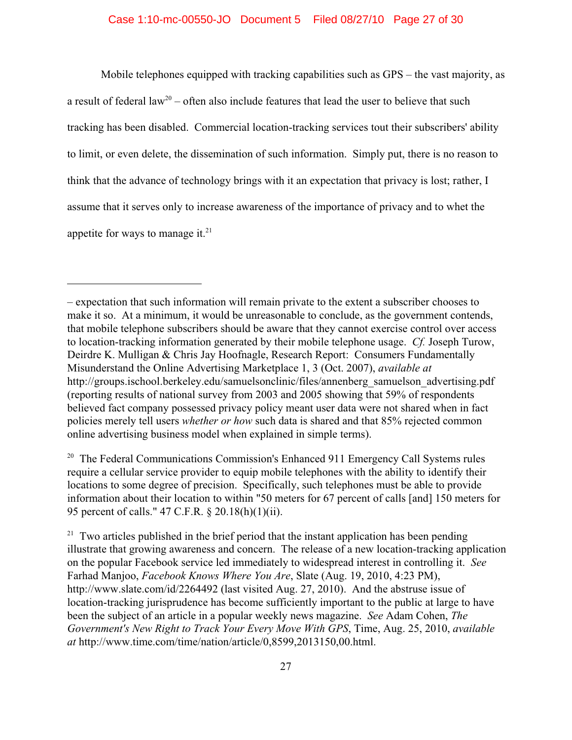Mobile telephones equipped with tracking capabilities such as GPS – the vast majority, as a result of federal law[20] – often also include features that lead the user to believe that such tracking has been disabled. Commercial location-tracking services tout their subscribers' ability to limit, or even delete, the dissemination of such information. Simply put, there is no reason to think that the advance of technology brings with it an expectation that privacy is lost; rather, I assume that it serves only to increase awareness of the importance of privacy and to whet the appetite for ways to manage it.[21]

---

– expectation that such information will remain private to the extent a subscriber chooses to make it so. At a minimum, it would be unreasonable to conclude, as the government contends, that mobile telephone subscribers should be aware that they cannot exercise control over access to location-tracking information generated by their mobile telephone usage. *Cf.* Joseph Turow, Deirdre K. Mulligan & Chris Jay Hoofnagle, Research Report: Consumers Fundamentally Misunderstand the Online Advertising Marketplace 1, 3 (Oct. 2007), *available at* http://groups.ischool.berkeley.edu/samuelsonclinic/files/annenberg_samuelson_advertising.pdf (reporting results of national survey from 2003 and 2005 showing that 59% of respondents believed fact company possessed privacy policy meant user data were not shared when in fact policies merely tell users *whether or how* such data is shared and that 85% rejected common online advertising business model when explained in simple terms).

[20] The Federal Communications Commission's Enhanced 911 Emergency Call Systems rules require a cellular service provider to equip mobile telephones with the ability to identify their locations to some degree of precision. Specifically, such telephones must be able to provide information about their location to within "50 meters for 67 percent of calls [and] 150 meters for 95 percent of calls." 47 C.F.R. § 20.18(h)(1)(ii).

[21] Two articles published in the brief period that the instant application has been pending illustrate that growing awareness and concern. The release of a new location-tracking application on the popular Facebook service led immediately to widespread interest in controlling it. *See* Farhad Manjoo, *Facebook Knows Where You Are*, Slate (Aug. 19, 2010, 4:23 PM), http://www.slate.com/id/2264492 (last visited Aug. 27, 2010). And the abstruse issue of location-tracking jurisprudence has become sufficiently important to the public at large to have been the subject of an article in a popular weekly news magazine. *See* Adam Cohen, *The Government's New Right to Track Your Every Move With GPS*, Time, Aug. 25, 2010, *available at* http://www.time.com/time/nation/article/0,8599,2013150,00.html.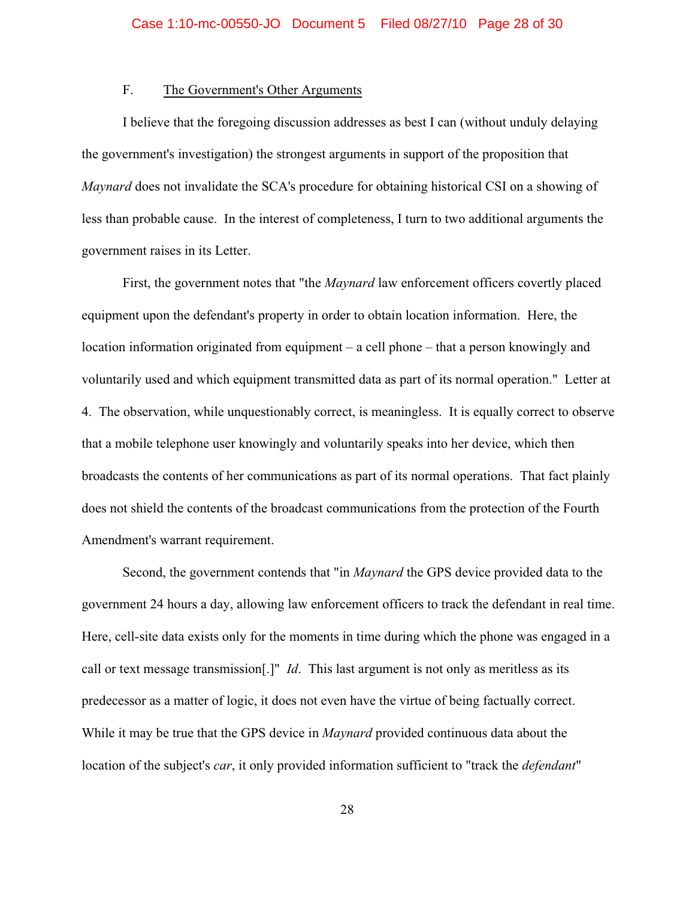### F. The Government's Other Arguments

I believe that the foregoing discussion addresses as best I can (without unduly delaying the government's investigation) the strongest arguments in support of the proposition that *Maynard* does not invalidate the SCA's procedure for obtaining historical CSI on a showing of less than probable cause. In the interest of completeness, I turn to two additional arguments the government raises in its Letter.

First, the government notes that "the *Maynard* law enforcement officers covertly placed equipment upon the defendant's property in order to obtain location information. Here, the location information originated from equipment – a cell phone – that a person knowingly and voluntarily used and which equipment transmitted data as part of its normal operation." Letter at 4. The observation, while unquestionably correct, is meaningless. It is equally correct to observe that a mobile telephone user knowingly and voluntarily speaks into her device, which then broadcasts the contents of her communications as part of its normal operations. That fact plainly does not shield the contents of the broadcast communications from the protection of the Fourth Amendment's warrant requirement.

Second, the government contends that "in *Maynard* the GPS device provided data to the government 24 hours a day, allowing law enforcement officers to track the defendant in real time. Here, cell-site data exists only for the moments in time during which the phone was engaged in a call or text message transmission[.]" *Id*. This last argument is not only as meritless as its predecessor as a matter of logic, it does not even have the virtue of being factually correct. While it may be true that the GPS device in *Maynard* provided continuous data about the location of the subject's *car*, it only provided information sufficient to "track the *defendant*"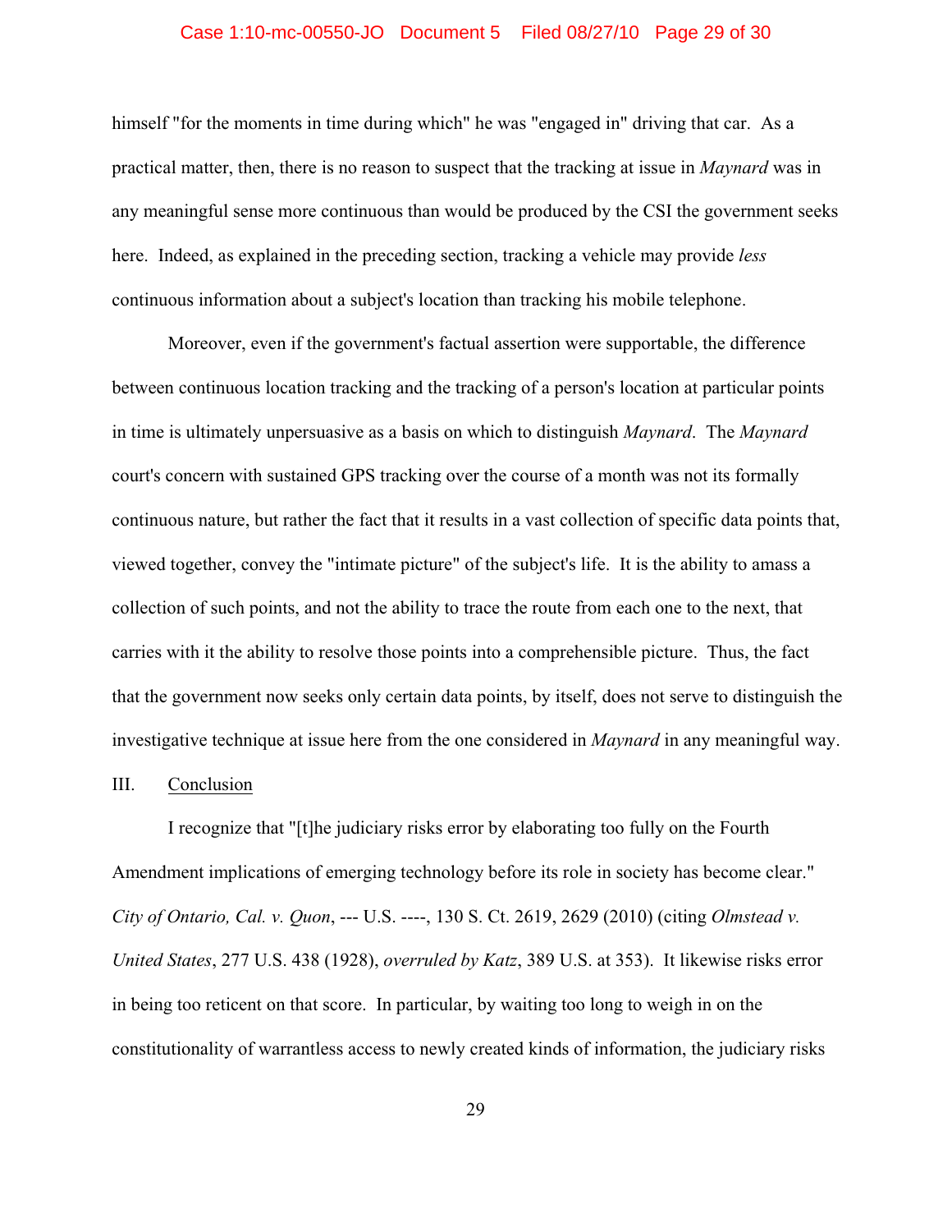himself "for the moments in time during which" he was "engaged in" driving that car. As a practical matter, then, there is no reason to suspect that the tracking at issue in *Maynard* was in any meaningful sense more continuous than would be produced by the CSI the government seeks here. Indeed, as explained in the preceding section, tracking a vehicle may provide *less* continuous information about a subject's location than tracking his mobile telephone.

Moreover, even if the government's factual assertion were supportable, the difference between continuous location tracking and the tracking of a person's location at particular points in time is ultimately unpersuasive as a basis on which to distinguish *Maynard*. The *Maynard* court's concern with sustained GPS tracking over the course of a month was not its formally continuous nature, but rather the fact that it results in a vast collection of specific data points that, viewed together, convey the "intimate picture" of the subject's life. It is the ability to amass a collection of such points, and not the ability to trace the route from each one to the next, that carries with it the ability to resolve those points into a comprehensible picture. Thus, the fact that the government now seeks only certain data points, by itself, does not serve to distinguish the investigative technique at issue here from the one considered in *Maynard* in any meaningful way.

## III. Conclusion

I recognize that "[t]he judiciary risks error by elaborating too fully on the Fourth Amendment implications of emerging technology before its role in society has become clear." *City of Ontario, Cal. v. Quon*, --- U.S. ----, 130 S. Ct. 2619, 2629 (2010) (citing *Olmstead v. United States*, 277 U.S. 438 (1928), *overruled by Katz*, 389 U.S. at 353). It likewise risks error in being too reticent on that score. In particular, by waiting too long to weigh in on the constitutionality of warrantless access to newly created kinds of information, the judiciary risks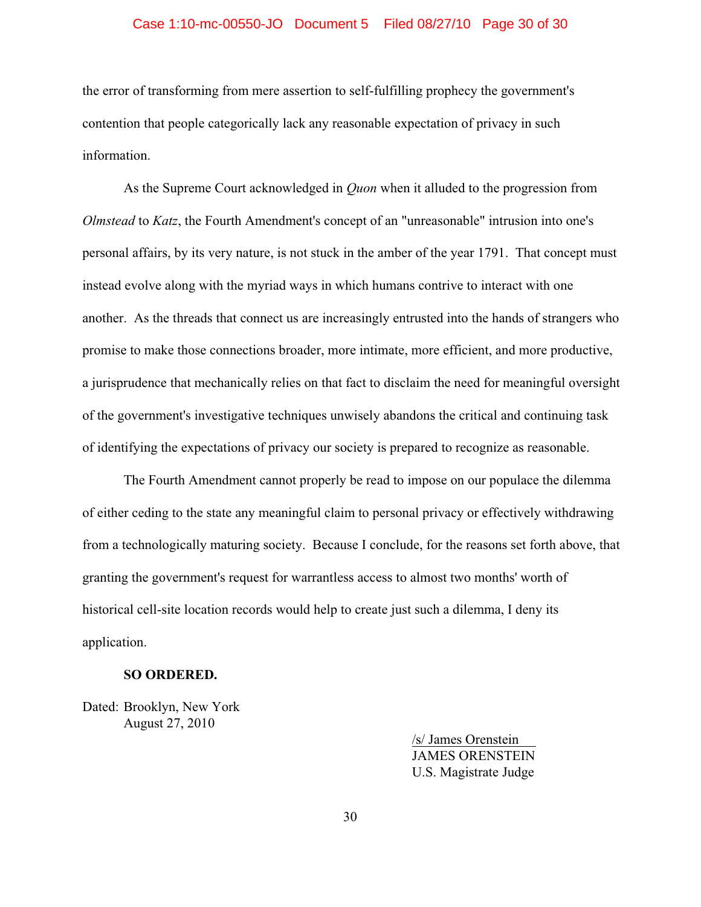the error of transforming from mere assertion to self-fulfilling prophecy the government's contention that people categorically lack any reasonable expectation of privacy in such information.

As the Supreme Court acknowledged in *Quon* when it alluded to the progression from *Olmstead* to *Katz*, the Fourth Amendment's concept of an "unreasonable" intrusion into one's personal affairs, by its very nature, is not stuck in the amber of the year 1791. That concept must instead evolve along with the myriad ways in which humans contrive to interact with one another. As the threads that connect us are increasingly entrusted into the hands of strangers who promise to make those connections broader, more intimate, more efficient, and more productive, a jurisprudence that mechanically relies on that fact to disclaim the need for meaningful oversight of the government's investigative techniques unwisely abandons the critical and continuing task of identifying the expectations of privacy our society is prepared to recognize as reasonable.

The Fourth Amendment cannot properly be read to impose on our populace the dilemma of either ceding to the state any meaningful claim to personal privacy or effectively withdrawing from a technologically maturing society. Because I conclude, for the reasons set forth above, that granting the government's request for warrantless access to almost two months' worth of historical cell-site location records would help to create just such a dilemma, I deny its application.

**SO ORDERED.**

Dated: Brooklyn, New York
August 27, 2010

/s/ James Orenstein
JAMES ORENSTEIN
U.S. Magistrate Judge